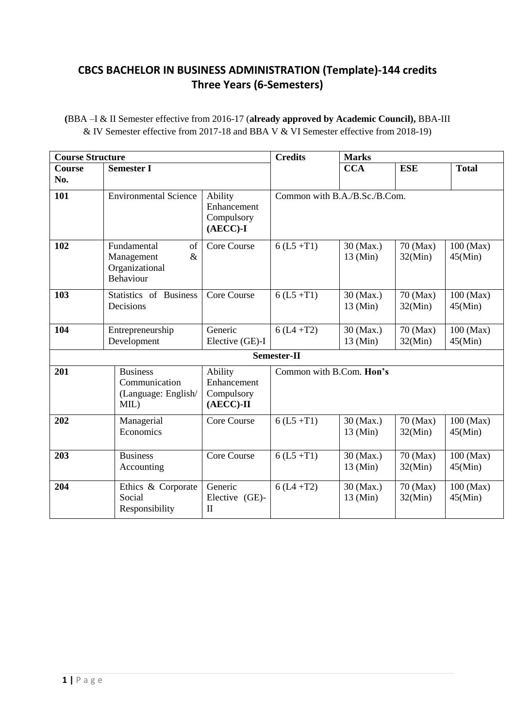# CBCS BACHELOR IN BUSINESS ADMINISTRATION (Template)-144 credits
## Three Years (6-Semesters)

(BBA –I & II Semester effective from 2016-17 (**already approved by Academic Council),** BBA-III & IV Semester effective from 2017-18 and BBA V & VI Semester effective from 2018-19)

| **Course Structure** | | | **Credits** | **Marks** | | |
|---|---|---|---|---|---|---|
| **Course No.** | **Semester I** | | | **CCA** | **ESE** | **Total** |
| **101** | Environmental Science | Ability Enhancement Compulsory **(AECC)-I** | Common with B.A./B.Sc./B.Com. | | | |
| **102** | Fundamental of Management & Organizational Behaviour | Core Course | 6 (L5 +T1) | 30 (Max.) 13 (Min) | 70 (Max) 32(Min) | 100 (Max) 45(Min) |
| **103** | Statistics of Business Decisions | Core Course | 6 (L5 +T1) | 30 (Max.) 13 (Min) | 70 (Max) 32(Min) | 100 (Max) 45(Min) |
| **104** | Entrepreneurship Development | Generic Elective (GE)-I | 6 (L4 +T2) | 30 (Max.) 13 (Min) | 70 (Max) 32(Min) | 100 (Max) 45(Min) |
| | | | **Semester-II** | | | |
| **201** | Business Communication (Language: English/ MIL) | Ability Enhancement Compulsory **(AECC)-II** | Common with B.Com. **Hon's** | | | |
| **202** | Managerial Economics | Core Course | 6 (L5 +T1) | 30 (Max.) 13 (Min) | 70 (Max) 32(Min) | 100 (Max) 45(Min) |
| **203** | Business Accounting | Core Course | 6 (L5 +T1) | 30 (Max.) 13 (Min) | 70 (Max) 32(Min) | 100 (Max) 45(Min) |
| **204** | Ethics & Corporate Social Responsibility | Generic Elective (GE)-II | 6 (L4 +T2) | 30 (Max.) 13 (Min) | 70 (Max) 32(Min) | 100 (Max) 45(Min) |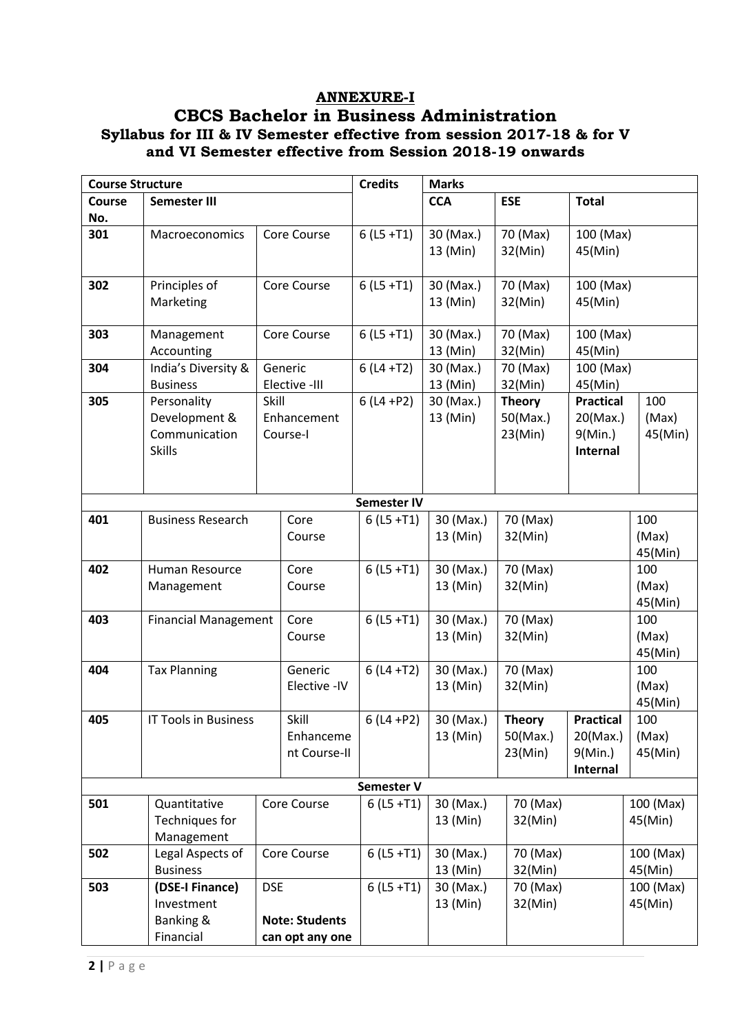**ANNEXURE-I**

# CBCS Bachelor in Business Administration

## Syllabus for III & IV Semester effective from session 2017-18 & for V and VI Semester effective from Session 2018-19 onwards

| Course Structure | | | Credits | Marks | | | |
|---|---|---|---|---|---|---|---|
| Course No. | Semester III | | | CCA | ESE | Total | |
| 301 | Macroeconomics | Core Course | 6 (L5 +T1) | 30 (Max.) 13 (Min) | 70 (Max) 32(Min) | 100 (Max) 45(Min) | |
| 302 | Principles of Marketing | Core Course | 6 (L5 +T1) | 30 (Max.) 13 (Min) | 70 (Max) 32(Min) | 100 (Max) 45(Min) | |
| 303 | Management Accounting | Core Course | 6 (L5 +T1) | 30 (Max.) 13 (Min) | 70 (Max) 32(Min) | 100 (Max) 45(Min) | |
| 304 | India's Diversity & Business | Generic Elective -III | 6 (L4 +T2) | 30 (Max.) 13 (Min) | 70 (Max) 32(Min) | 100 (Max) 45(Min) | |
| 305 | Personality Development & Communication Skills | Skill Enhancement Course-I | 6 (L4 +P2) | 30 (Max.) 13 (Min) | **Theory** 50(Max.) 23(Min) | **Practical** 20(Max.) 9(Min.) **Internal** | 100 (Max) 45(Min) |
| **Semester IV** | | | | | | | |
| 401 | Business Research | Core Course | 6 (L5 +T1) | 30 (Max.) 13 (Min) | 70 (Max) 32(Min) | | 100 (Max) 45(Min) |
| 402 | Human Resource Management | Core Course | 6 (L5 +T1) | 30 (Max.) 13 (Min) | 70 (Max) 32(Min) | | 100 (Max) 45(Min) |
| 403 | Financial Management | Core Course | 6 (L5 +T1) | 30 (Max.) 13 (Min) | 70 (Max) 32(Min) | | 100 (Max) 45(Min) |
| 404 | Tax Planning | Generic Elective -IV | 6 (L4 +T2) | 30 (Max.) 13 (Min) | 70 (Max) 32(Min) | | 100 (Max) 45(Min) |
| 405 | IT Tools in Business | Skill Enhancement Course-II | 6 (L4 +P2) | 30 (Max.) 13 (Min) | **Theory** 50(Max.) 23(Min) | **Practical** 20(Max.) 9(Min.) **Internal** | 100 (Max) 45(Min) |
| **Semester V** | | | | | | | |
| 501 | Quantitative Techniques for Management | Core Course | 6 (L5 +T1) | 30 (Max.) 13 (Min) | 70 (Max) 32(Min) | | 100 (Max) 45(Min) |
| 502 | Legal Aspects of Business | Core Course | 6 (L5 +T1) | 30 (Max.) 13 (Min) | 70 (Max) 32(Min) | | 100 (Max) 45(Min) |
| 503 | **(DSE-I Finance)** Investment Banking & Financial | DSE **Note: Students can opt any one** | 6 (L5 +T1) | 30 (Max.) 13 (Min) | 70 (Max) 32(Min) | | 100 (Max) 45(Min) |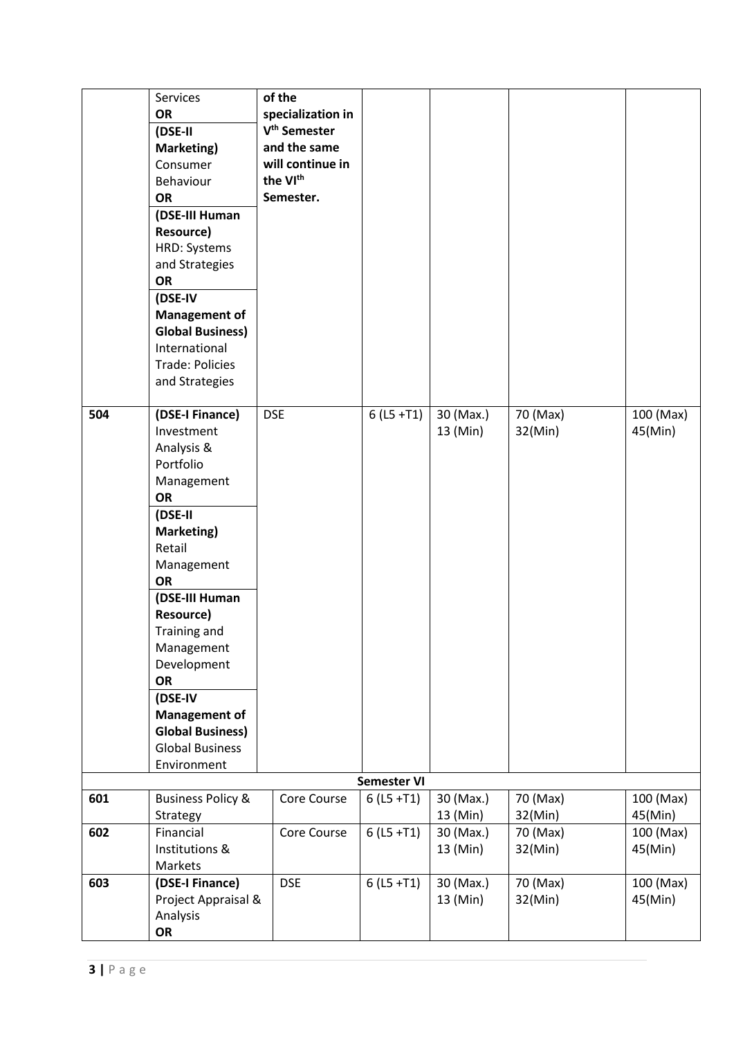| | | | | | | |
|---|---|---|---|---|---|---|
| | Services **OR** **(DSE-II Marketing)** Consumer Behaviour **OR** **(DSE-III Human Resource)** HRD: Systems and Strategies **OR** **(DSE-IV Management of Global Business)** International Trade: Policies and Strategies | **of the specialization in V<sup>th</sup> Semester and the same will continue in the VI<sup>th</sup> Semester.** | | | | |
| **504** | **(DSE-I Finance)** Investment Analysis & Portfolio Management **OR** **(DSE-II Marketing)** Retail Management **OR** **(DSE-III Human Resource)** Training and Management Development **OR** **(DSE-IV Management of Global Business)** Global Business Environment | DSE | 6 (L5 +T1) | 30 (Max.) 13 (Min) | 70 (Max) 32(Min) | 100 (Max) 45(Min) |
| | | | **Semester VI** | | | |
| **601** | Business Policy & Strategy | Core Course | 6 (L5 +T1) | 30 (Max.) 13 (Min) | 70 (Max) 32(Min) | 100 (Max) 45(Min) |
| **602** | Financial Institutions & Markets | Core Course | 6 (L5 +T1) | 30 (Max.) 13 (Min) | 70 (Max) 32(Min) | 100 (Max) 45(Min) |
| **603** | **(DSE-I Finance)** Project Appraisal & Analysis **OR** | DSE | 6 (L5 +T1) | 30 (Max.) 13 (Min) | 70 (Max) 32(Min) | 100 (Max) 45(Min) |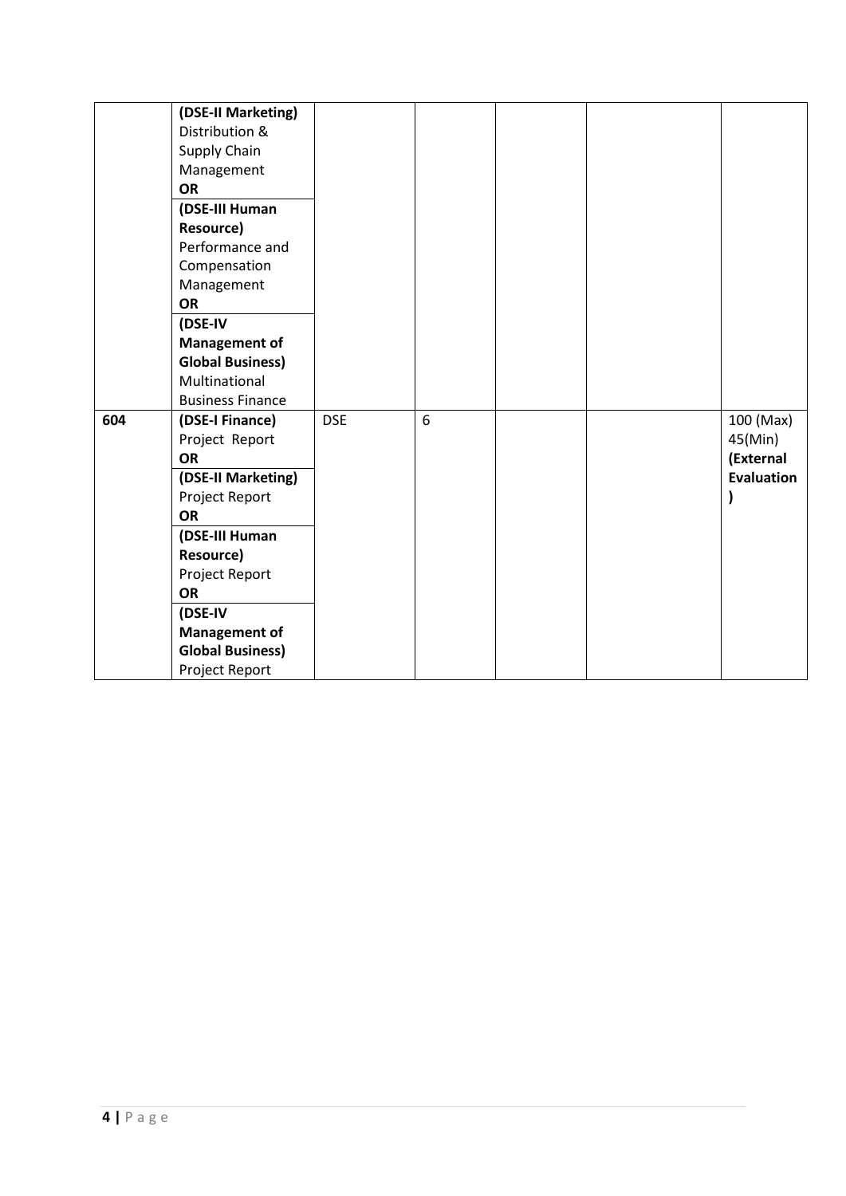| | | | | | | |
|---|---|---|---|---|---|---|
| | **(DSE-II Marketing)** Distribution & Supply Chain Management **OR** **(DSE-III Human Resource)** Performance and Compensation Management **OR** **(DSE-IV Management of Global Business)** Multinational Business Finance | | | | | |
| **604** | **(DSE-I Finance)** Project Report **OR** **(DSE-II Marketing)** Project Report **OR** **(DSE-III Human Resource)** Project Report **OR** **(DSE-IV Management of Global Business)** Project Report | DSE | 6 | | | 100 (Max) 45(Min) **(External Evaluation)** |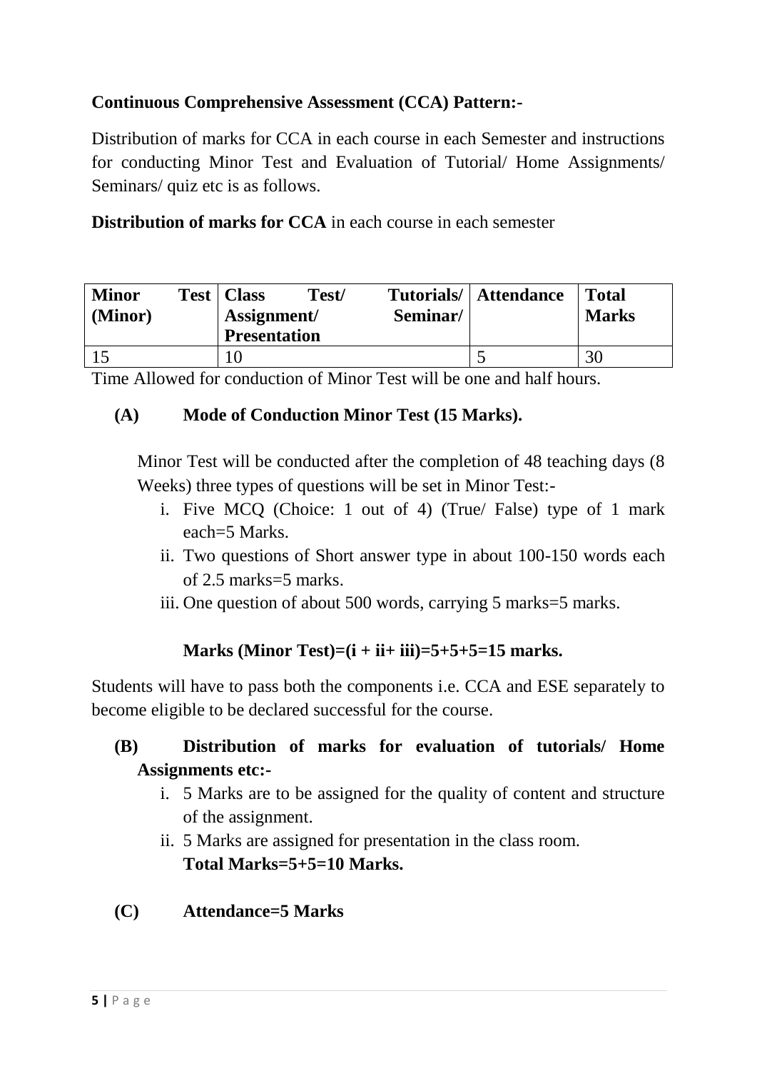**Continuous Comprehensive Assessment (CCA) Pattern:-**

Distribution of marks for CCA in each course in each Semester and instructions for conducting Minor Test and Evaluation of Tutorial/ Home Assignments/ Seminars/ quiz etc is as follows.

**Distribution of marks for CCA** in each course in each semester

| **Minor Test (Minor)** | **Class Test/ Tutorials/ Assignment/ Seminar/ Presentation** | **Attendance** | **Total Marks** |
|---|---|---|---|
| 15 | 10 | 5 | 30 |

Time Allowed for conduction of Minor Test will be one and half hours.

**(A) Mode of Conduction Minor Test (15 Marks).**

Minor Test will be conducted after the completion of 48 teaching days (8 Weeks) three types of questions will be set in Minor Test:-

i. Five MCQ (Choice: 1 out of 4) (True/ False) type of 1 mark each=5 Marks.
ii. Two questions of Short answer type in about 100-150 words each of 2.5 marks=5 marks.
iii. One question of about 500 words, carrying 5 marks=5 marks.

**Marks (Minor Test)=(i + ii+ iii)=5+5+5=15 marks.**

Students will have to pass both the components i.e. CCA and ESE separately to become eligible to be declared successful for the course.

**(B) Distribution of marks for evaluation of tutorials/ Home Assignments etc:-**

i. 5 Marks are to be assigned for the quality of content and structure of the assignment.
ii. 5 Marks are assigned for presentation in the class room.
**Total Marks=5+5=10 Marks.**

**(C) Attendance=5 Marks**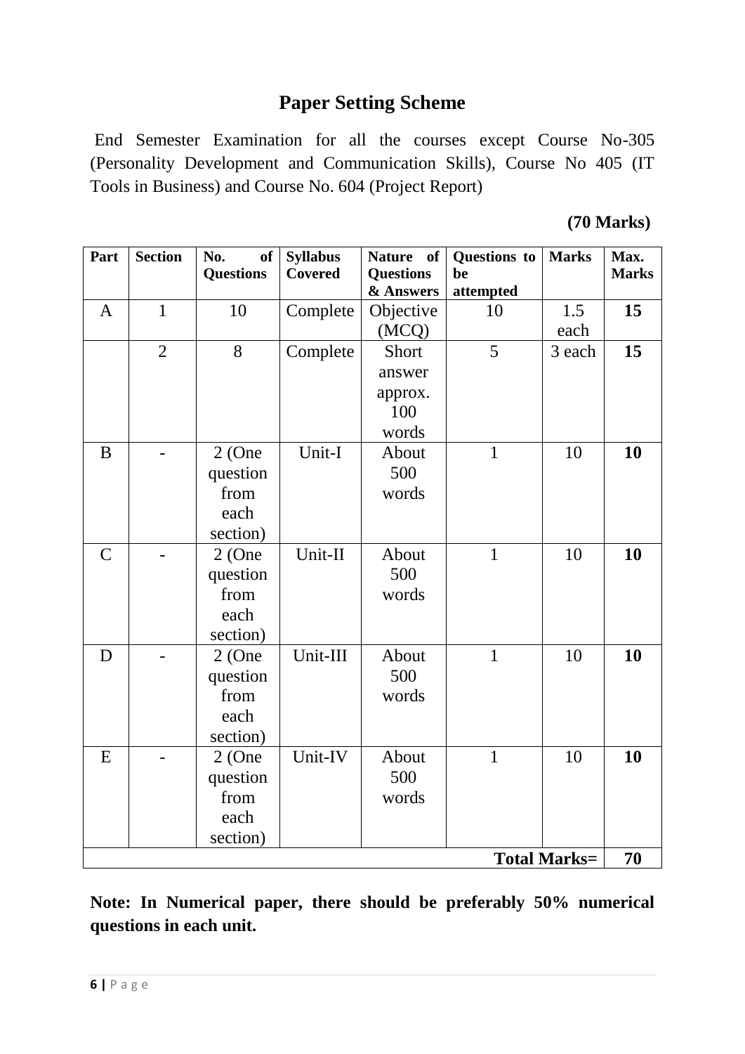# Paper Setting Scheme

End Semester Examination for all the courses except Course No-305 (Personality Development and Communication Skills), Course No 405 (IT Tools in Business) and Course No. 604 (Project Report)

**(70 Marks)**

| Part | Section | No. of Questions | Syllabus Covered | Nature of Questions & Answers | Questions to be attempted | Marks | Max. Marks |
|---|---|---|---|---|---|---|---|
| A | 1 | 10 | Complete | Objective (MCQ) | 10 | 1.5 each | **15** |
| | 2 | 8 | Complete | Short answer approx. 100 words | 5 | 3 each | **15** |
| B | - | 2 (One question from each section) | Unit-I | About 500 words | 1 | 10 | **10** |
| C | - | 2 (One question from each section) | Unit-II | About 500 words | 1 | 10 | **10** |
| D | - | 2 (One question from each section) | Unit-III | About 500 words | 1 | 10 | **10** |
| E | - | 2 (One question from each section) | Unit-IV | About 500 words | 1 | 10 | **10** |
| | | | | | | **Total Marks=** | **70** |

**Note: In Numerical paper, there should be preferably 50% numerical questions in each unit.**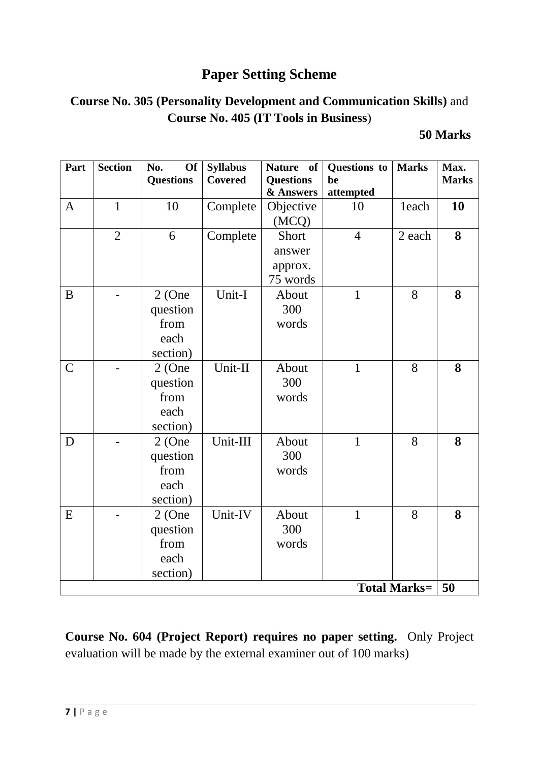# Paper Setting Scheme

**Course No. 305 (Personality Development and Communication Skills)** and **Course No. 405 (IT Tools in Business**)

**50 Marks**

| Part | Section | No. Of Questions | Syllabus Covered | Nature of Questions & Answers | Questions to be attempted | Marks | Max. Marks |
|---|---|---|---|---|---|---|---|
| A | 1 | 10 | Complete | Objective (MCQ) | 10 | 1each | **10** |
| | 2 | 6 | Complete | Short answer approx. 75 words | 4 | 2 each | **8** |
| B | - | 2 (One question from each section) | Unit-I | About 300 words | 1 | 8 | **8** |
| C | - | 2 (One question from each section) | Unit-II | About 300 words | 1 | 8 | **8** |
| D | - | 2 (One question from each section) | Unit-III | About 300 words | 1 | 8 | **8** |
| E | - | 2 (One question from each section) | Unit-IV | About 300 words | 1 | 8 | **8** |
| | | | | | | **Total Marks=** | **50** |

**Course No. 604 (Project Report) requires no paper setting.** Only Project evaluation will be made by the external examiner out of 100 marks)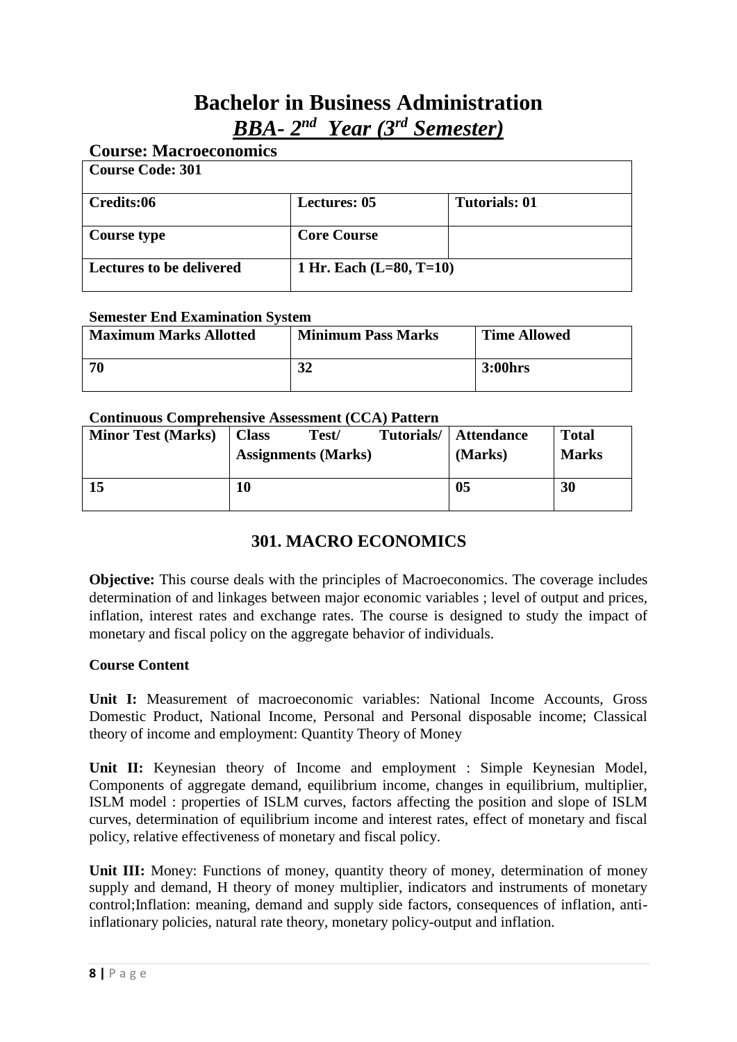# Bachelor in Business Administration

## *BBA- 2nd Year (3rd Semester)*

### Course: Macroeconomics

| Course Code: 301 | | |
|---|---|---|
| **Credits:06** | **Lectures: 05** | **Tutorials: 01** |
| **Course type** | **Core Course** | |
| **Lectures to be delivered** | **1 Hr. Each (L=80, T=10)** | |

**Semester End Examination System**

| Maximum Marks Allotted | Minimum Pass Marks | Time Allowed |
|---|---|---|
| **70** | **32** | **3:00hrs** |

**Continuous Comprehensive Assessment (CCA) Pattern**

| Minor Test (Marks) | Class Test/ Tutorials/ Assignments (Marks) | Attendance (Marks) | Total Marks |
|---|---|---|---|
| **15** | **10** | **05** | **30** |

## 301. MACRO ECONOMICS

**Objective:** This course deals with the principles of Macroeconomics. The coverage includes determination of and linkages between major economic variables ; level of output and prices, inflation, interest rates and exchange rates. The course is designed to study the impact of monetary and fiscal policy on the aggregate behavior of individuals.

**Course Content**

**Unit I:** Measurement of macroeconomic variables: National Income Accounts, Gross Domestic Product, National Income, Personal and Personal disposable income; Classical theory of income and employment: Quantity Theory of Money

**Unit II:** Keynesian theory of Income and employment : Simple Keynesian Model, Components of aggregate demand, equilibrium income, changes in equilibrium, multiplier, ISLM model : properties of ISLM curves, factors affecting the position and slope of ISLM curves, determination of equilibrium income and interest rates, effect of monetary and fiscal policy, relative effectiveness of monetary and fiscal policy.

**Unit III:** Money: Functions of money, quantity theory of money, determination of money supply and demand, H theory of money multiplier, indicators and instruments of monetary control;Inflation: meaning, demand and supply side factors, consequences of inflation, anti-inflationary policies, natural rate theory, monetary policy-output and inflation.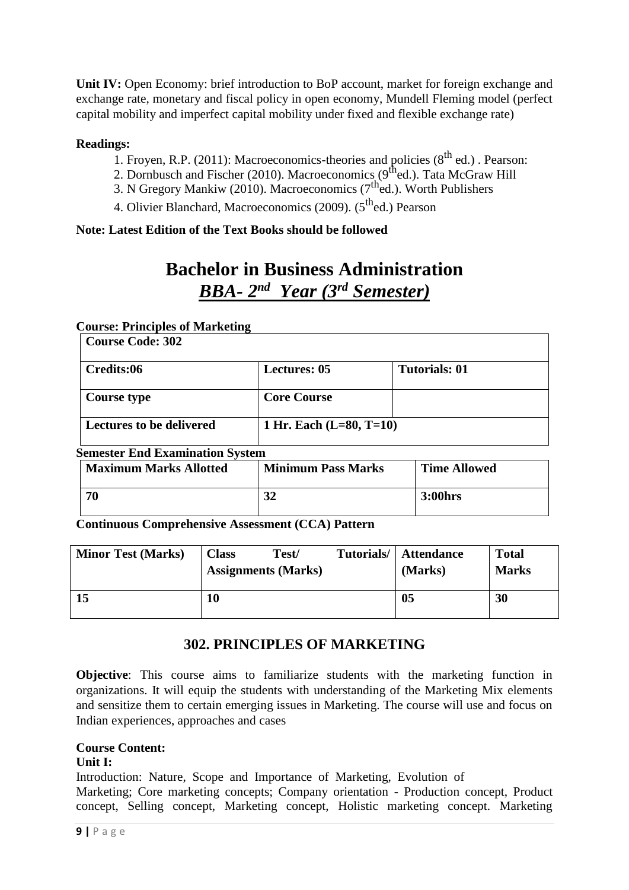**Unit IV:** Open Economy: brief introduction to BoP account, market for foreign exchange and exchange rate, monetary and fiscal policy in open economy, Mundell Fleming model (perfect capital mobility and imperfect capital mobility under fixed and flexible exchange rate)

**Readings:**

1. Froyen, R.P. (2011): Macroeconomics-theories and policies ($8^{th}$ ed.) . Pearson:
2. Dornbusch and Fischer (2010). Macroeconomics ($9^{th}$ed.). Tata McGraw Hill
3. N Gregory Mankiw (2010). Macroeconomics ($7^{th}$ed.). Worth Publishers
4. Olivier Blanchard, Macroeconomics (2009). ($5^{th}$ed.) Pearson

**Note: Latest Edition of the Text Books should be followed**

# Bachelor in Business Administration

## *BBA- $2^{nd}$ Year ($3^{rd}$ Semester)*

**Course: Principles of Marketing**

| **Course Code: 302** | | |
|---|---|---|
| **Credits:06** | **Lectures: 05** | **Tutorials: 01** |
| **Course type** | **Core Course** | |
| **Lectures to be delivered** | **1 Hr. Each (L=80, T=10)** | |

**Semester End Examination System**

| **Maximum Marks Allotted** | **Minimum Pass Marks** | **Time Allowed** |
|---|---|---|
| **70** | **32** | **3:00hrs** |

**Continuous Comprehensive Assessment (CCA) Pattern**

| **Minor Test (Marks)** | **Class Test/ Tutorials/ Assignments (Marks)** | **Attendance (Marks)** | **Total Marks** |
|---|---|---|---|
| **15** | **10** | **05** | **30** |

### 302. PRINCIPLES OF MARKETING

**Objective**: This course aims to familiarize students with the marketing function in organizations. It will equip the students with understanding of the Marketing Mix elements and sensitize them to certain emerging issues in Marketing. The course will use and focus on Indian experiences, approaches and cases

**Course Content:**

**Unit I:**

Introduction: Nature, Scope and Importance of Marketing, Evolution of Marketing; Core marketing concepts; Company orientation - Production concept, Product concept, Selling concept, Marketing concept, Holistic marketing concept. Marketing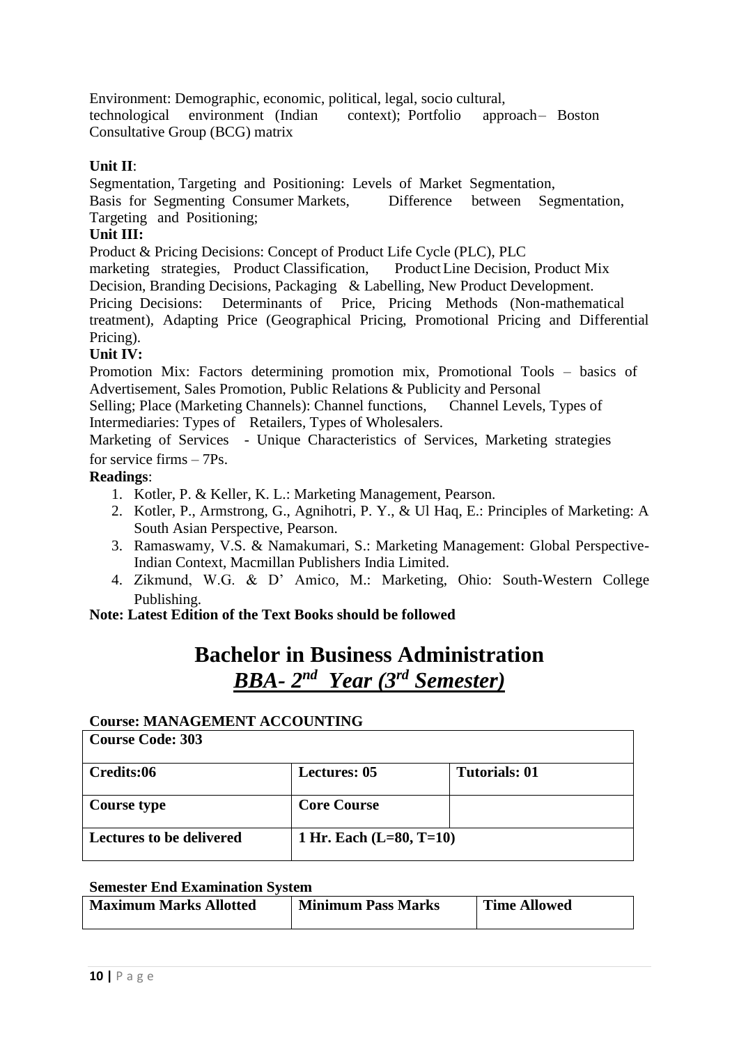Environment: Demographic, economic, political, legal, socio cultural, technological environment (Indian context); Portfolio approach– Boston Consultative Group (BCG) matrix

**Unit II**:

Segmentation, Targeting and Positioning: Levels of Market Segmentation, Basis for Segmenting Consumer Markets, Difference between Segmentation, Targeting and Positioning;

**Unit III:**

Product & Pricing Decisions: Concept of Product Life Cycle (PLC), PLC marketing strategies, Product Classification, Product Line Decision, Product Mix Decision, Branding Decisions, Packaging & Labelling, New Product Development. Pricing Decisions: Determinants of Price, Pricing Methods (Non-mathematical treatment), Adapting Price (Geographical Pricing, Promotional Pricing and Differential Pricing).

**Unit IV:**

Promotion Mix: Factors determining promotion mix, Promotional Tools – basics of Advertisement, Sales Promotion, Public Relations & Publicity and Personal Selling; Place (Marketing Channels): Channel functions, Channel Levels, Types of Intermediaries: Types of Retailers, Types of Wholesalers.

Marketing of Services - Unique Characteristics of Services, Marketing strategies for service firms – 7Ps.

**Readings**:

1. Kotler, P. & Keller, K. L.: Marketing Management, Pearson.
2. Kotler, P., Armstrong, G., Agnihotri, P. Y., & Ul Haq, E.: Principles of Marketing: A South Asian Perspective, Pearson.
3. Ramaswamy, V.S. & Namakumari, S.: Marketing Management: Global Perspective- Indian Context, Macmillan Publishers India Limited.
4. Zikmund, W.G. & D' Amico, M.: Marketing, Ohio: South-Western College Publishing.

**Note: Latest Edition of the Text Books should be followed**

# Bachelor in Business Administration

## ***BBA- 2nd Year (3rd Semester)***

**Course: MANAGEMENT ACCOUNTING**

| **Course Code: 303** | | |
|---|---|---|
| **Credits:06** | **Lectures: 05** | **Tutorials: 01** |
| **Course type** | **Core Course** | |
| **Lectures to be delivered** | **1 Hr. Each (L=80, T=10)** | |

**Semester End Examination System**

| **Maximum Marks Allotted** | **Minimum Pass Marks** | **Time Allowed** |
|---|---|---|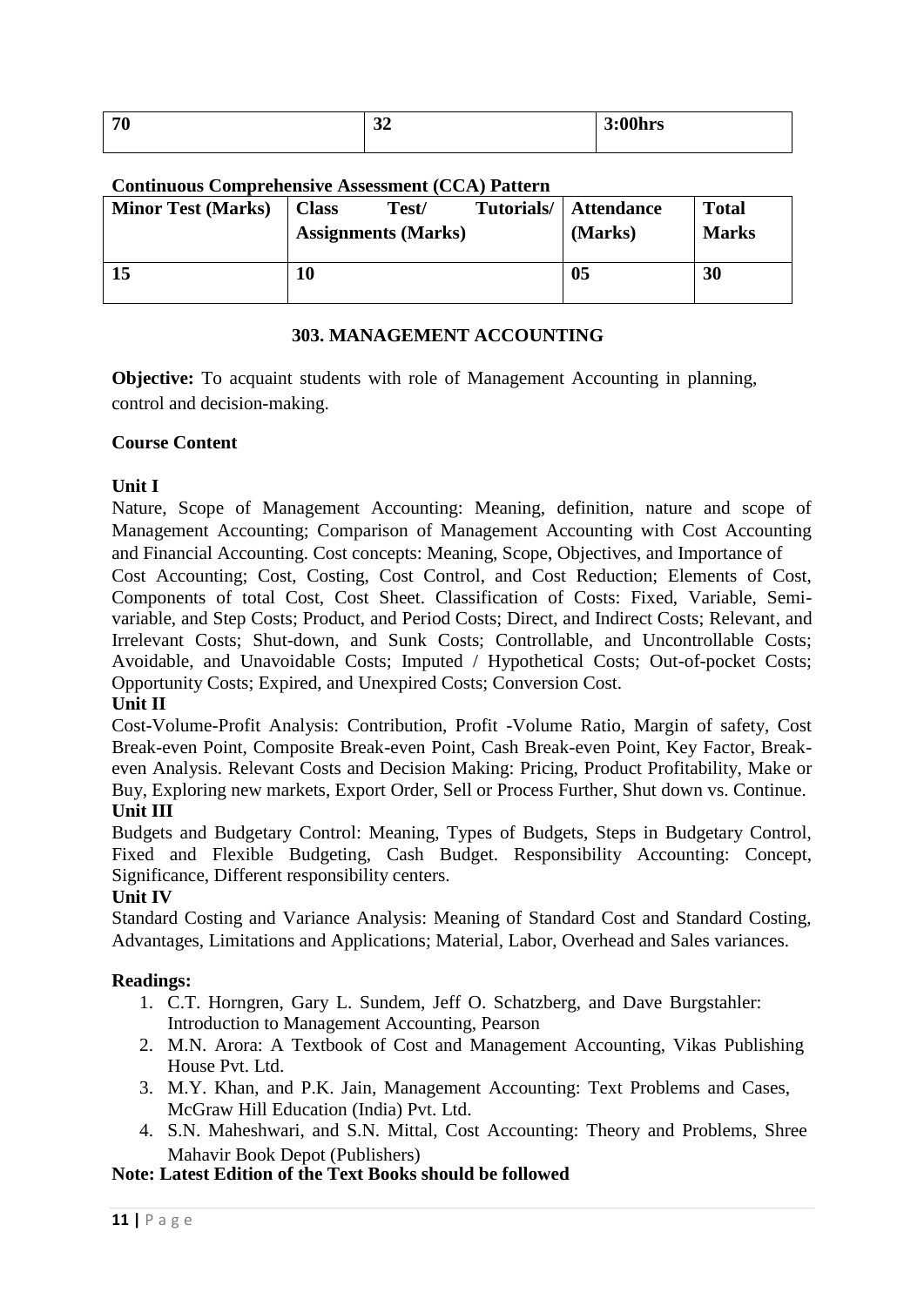| 70 | 32 | 3:00hrs |
|---|---|---|

**Continuous Comprehensive Assessment (CCA) Pattern**

| Minor Test (Marks) | Class Test/ Tutorials/ Assignments (Marks) | Attendance (Marks) | Total Marks |
|---|---|---|---|
| 15 | 10 | 05 | 30 |

## 303. MANAGEMENT ACCOUNTING

**Objective:** To acquaint students with role of Management Accounting in planning, control and decision-making.

**Course Content**

**Unit I**

Nature, Scope of Management Accounting: Meaning, definition, nature and scope of Management Accounting; Comparison of Management Accounting with Cost Accounting and Financial Accounting. Cost concepts: Meaning, Scope, Objectives, and Importance of Cost Accounting; Cost, Costing, Cost Control, and Cost Reduction; Elements of Cost, Components of total Cost, Cost Sheet. Classification of Costs: Fixed, Variable, Semi-variable, and Step Costs; Product, and Period Costs; Direct, and Indirect Costs; Relevant, and Irrelevant Costs; Shut-down, and Sunk Costs; Controllable, and Uncontrollable Costs; Avoidable, and Unavoidable Costs; Imputed / Hypothetical Costs; Out-of-pocket Costs; Opportunity Costs; Expired, and Unexpired Costs; Conversion Cost.

**Unit II**

Cost-Volume-Profit Analysis: Contribution, Profit -Volume Ratio, Margin of safety, Cost Break-even Point, Composite Break-even Point, Cash Break-even Point, Key Factor, Break-even Analysis. Relevant Costs and Decision Making: Pricing, Product Profitability, Make or Buy, Exploring new markets, Export Order, Sell or Process Further, Shut down vs. Continue.

**Unit III**

Budgets and Budgetary Control: Meaning, Types of Budgets, Steps in Budgetary Control, Fixed and Flexible Budgeting, Cash Budget. Responsibility Accounting: Concept, Significance, Different responsibility centers.

**Unit IV**

Standard Costing and Variance Analysis: Meaning of Standard Cost and Standard Costing, Advantages, Limitations and Applications; Material, Labor, Overhead and Sales variances.

**Readings:**

1. C.T. Horngren, Gary L. Sundem, Jeff O. Schatzberg, and Dave Burgstahler: Introduction to Management Accounting, Pearson
2. M.N. Arora: A Textbook of Cost and Management Accounting, Vikas Publishing House Pvt. Ltd.
3. M.Y. Khan, and P.K. Jain, Management Accounting: Text Problems and Cases, McGraw Hill Education (India) Pvt. Ltd.
4. S.N. Maheshwari, and S.N. Mittal, Cost Accounting: Theory and Problems, Shree Mahavir Book Depot (Publishers)

**Note: Latest Edition of the Text Books should be followed**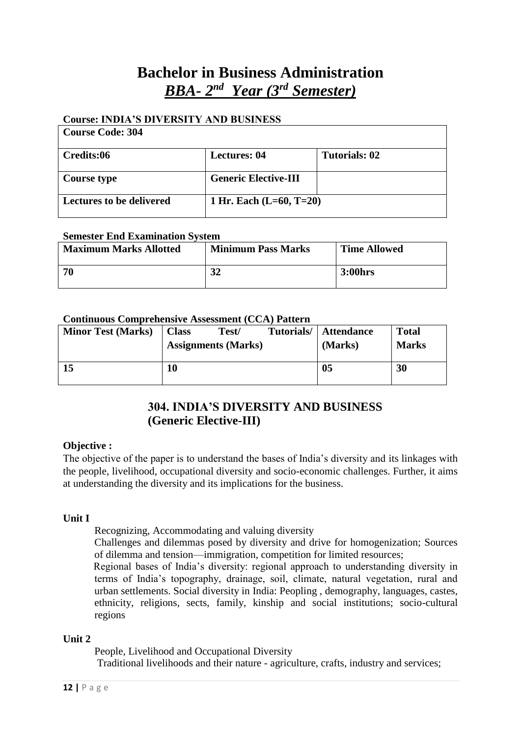# Bachelor in Business Administration

## *BBA- 2nd Year (3rd Semester)*

**Course: INDIA'S DIVERSITY AND BUSINESS**

| **Course Code: 304** | | |
|---|---|---|
| **Credits:06** | **Lectures: 04** | **Tutorials: 02** |
| **Course type** | **Generic Elective-III** | |
| **Lectures to be delivered** | **1 Hr. Each (L=60, T=20)** | |

**Semester End Examination System**

| **Maximum Marks Allotted** | **Minimum Pass Marks** | **Time Allowed** |
|---|---|---|
| **70** | **32** | **3:00hrs** |

**Continuous Comprehensive Assessment (CCA) Pattern**

| **Minor Test (Marks)** | **Class Test/ Tutorials/ Assignments (Marks)** | **Attendance (Marks)** | **Total Marks** |
|---|---|---|---|
| **15** | **10** | **05** | **30** |

### 304. INDIA'S DIVERSITY AND BUSINESS (Generic Elective-III)

**Objective :**

The objective of the paper is to understand the bases of India's diversity and its linkages with the people, livelihood, occupational diversity and socio-economic challenges. Further, it aims at understanding the diversity and its implications for the business.

**Unit I**

Recognizing, Accommodating and valuing diversity

Challenges and dilemmas posed by diversity and drive for homogenization; Sources of dilemma and tension—immigration, competition for limited resources;

Regional bases of India's diversity: regional approach to understanding diversity in terms of India's topography, drainage, soil, climate, natural vegetation, rural and urban settlements. Social diversity in India: Peopling , demography, languages, castes, ethnicity, religions, sects, family, kinship and social institutions; socio-cultural regions

**Unit 2**

People, Livelihood and Occupational Diversity

Traditional livelihoods and their nature - agriculture, crafts, industry and services;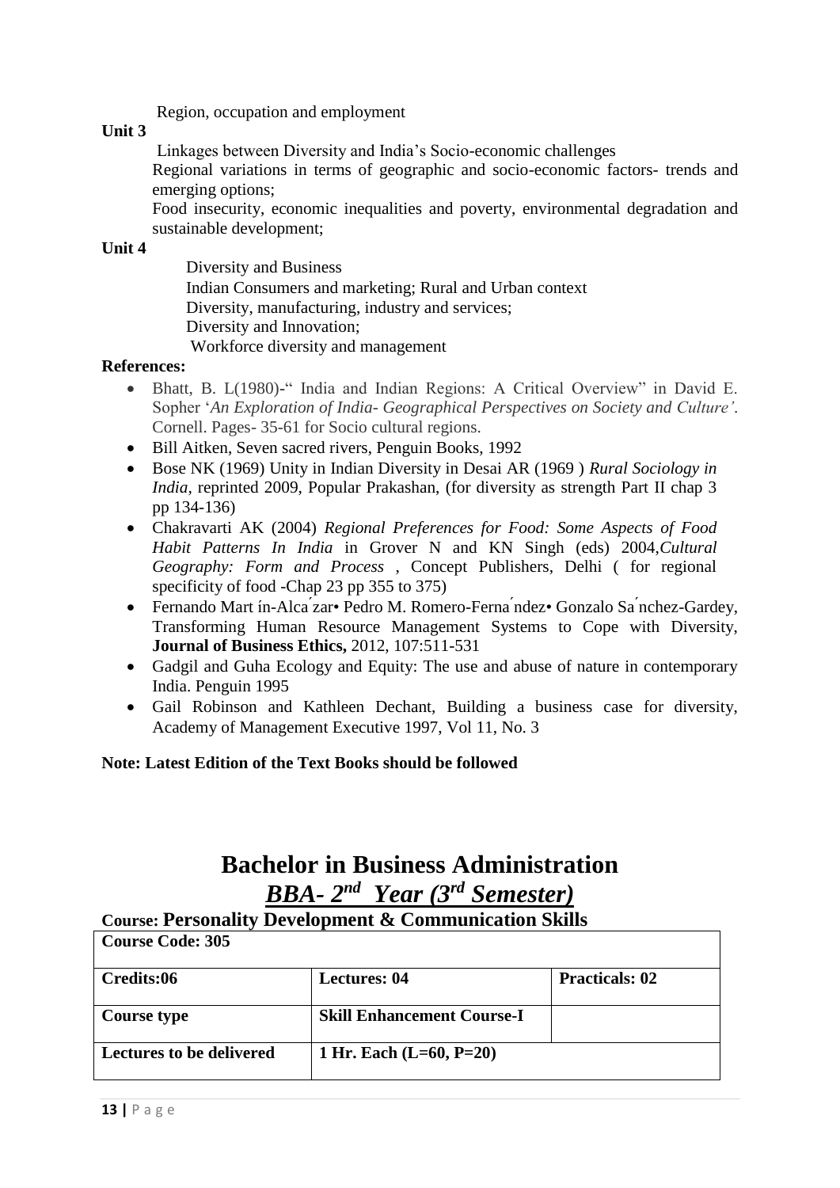Region, occupation and employment

**Unit 3**

Linkages between Diversity and India's Socio-economic challenges

Regional variations in terms of geographic and socio-economic factors- trends and emerging options;

Food insecurity, economic inequalities and poverty, environmental degradation and sustainable development;

**Unit 4**

Diversity and Business

Indian Consumers and marketing; Rural and Urban context

Diversity, manufacturing, industry and services;

Diversity and Innovation;

Workforce diversity and management

**References:**

- Bhatt, B. L(1980)-" India and Indian Regions: A Critical Overview" in David E. Sopher '*An Exploration of India- Geographical Perspectives on Society and Culture'*. Cornell. Pages- 35-61 for Socio cultural regions.
- Bill Aitken, Seven sacred rivers, Penguin Books, 1992
- Bose NK (1969) Unity in Indian Diversity in Desai AR (1969 ) *Rural Sociology in India,* reprinted 2009, Popular Prakashan, (for diversity as strength Part II chap 3 pp 134-136)
- Chakravarti AK (2004) *Regional Preferences for Food: Some Aspects of Food Habit Patterns In India* in Grover N and KN Singh (eds) 2004,*Cultural Geography: Form and Process* , Concept Publishers, Delhi ( for regional specificity of food -Chap 23 pp 355 to 375)
- Fernando Mart ín-Alca ́zar• Pedro M. Romero-Ferna ́ndez• Gonzalo Sa ́nchez-Gardey, Transforming Human Resource Management Systems to Cope with Diversity, **Journal of Business Ethics,** 2012, 107:511-531
- Gadgil and Guha Ecology and Equity: The use and abuse of nature in contemporary India. Penguin 1995
- Gail Robinson and Kathleen Dechant, Building a business case for diversity, Academy of Management Executive 1997, Vol 11, No. 3

**Note: Latest Edition of the Text Books should be followed**

# Bachelor in Business Administration

## *BBA- 2nd Year (3rd Semester)*

**Course: Personality Development & Communication Skills**

| **Course Code: 305** | | |
|---|---|---|
| **Credits:06** | **Lectures: 04** | **Practicals: 02** |
| **Course type** | **Skill Enhancement Course-I** | |
| **Lectures to be delivered** | **1 Hr. Each (L=60, P=20)** | |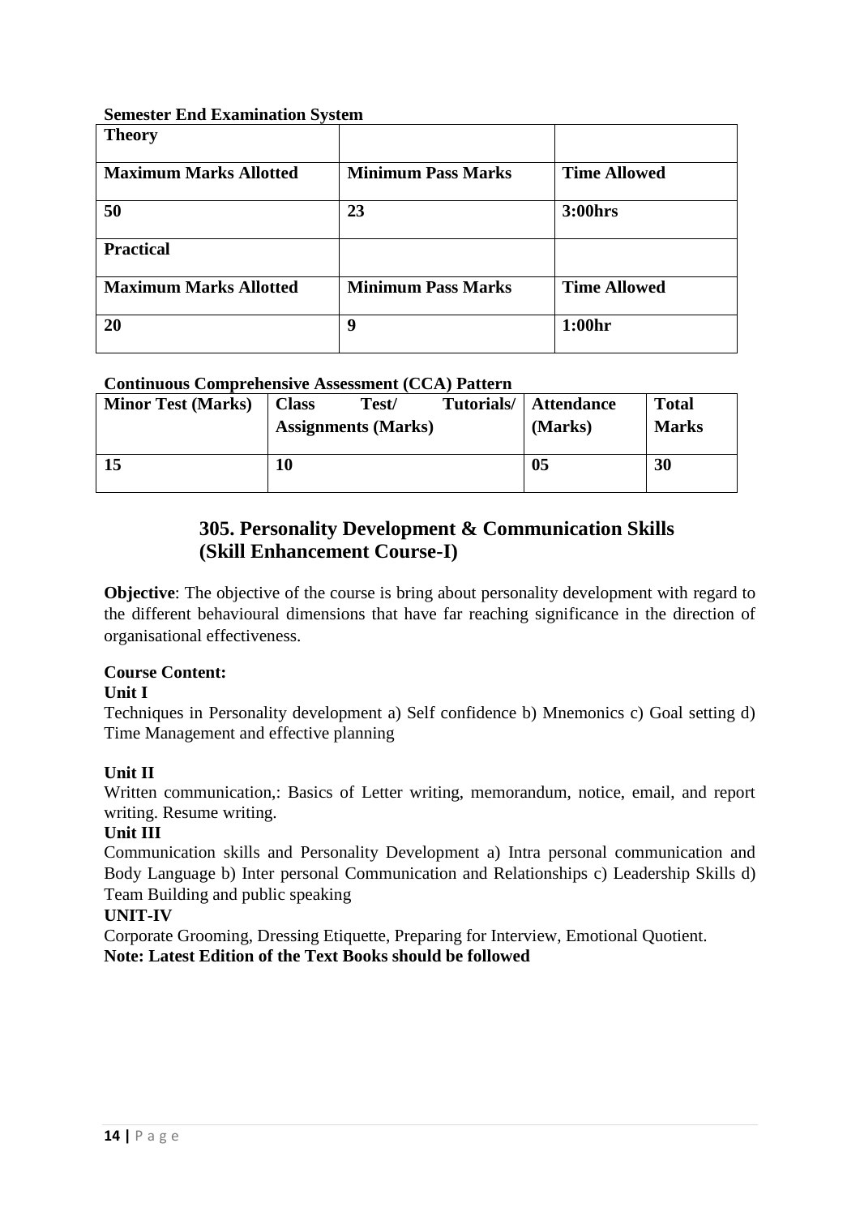**Semester End Examination System**

| Theory | | |
|---|---|---|
| **Maximum Marks Allotted** | **Minimum Pass Marks** | **Time Allowed** |
| **50** | **23** | **3:00hrs** |
| **Practical** | | |
| **Maximum Marks Allotted** | **Minimum Pass Marks** | **Time Allowed** |
| **20** | **9** | **1:00hr** |

**Continuous Comprehensive Assessment (CCA) Pattern**

| Minor Test (Marks) | Class Test/ Tutorials/ Assignments (Marks) | Attendance (Marks) | Total Marks |
|---|---|---|---|
| **15** | **10** | **05** | **30** |

## 305. Personality Development & Communication Skills (Skill Enhancement Course-I)

**Objective**: The objective of the course is bring about personality development with regard to the different behavioural dimensions that have far reaching significance in the direction of organisational effectiveness.

**Course Content:**

**Unit I**

Techniques in Personality development a) Self confidence b) Mnemonics c) Goal setting d) Time Management and effective planning

**Unit II**

Written communication,: Basics of Letter writing, memorandum, notice, email, and report writing. Resume writing.

**Unit III**

Communication skills and Personality Development a) Intra personal communication and Body Language b) Inter personal Communication and Relationships c) Leadership Skills d) Team Building and public speaking

**UNIT-IV**

Corporate Grooming, Dressing Etiquette, Preparing for Interview, Emotional Quotient.

**Note: Latest Edition of the Text Books should be followed**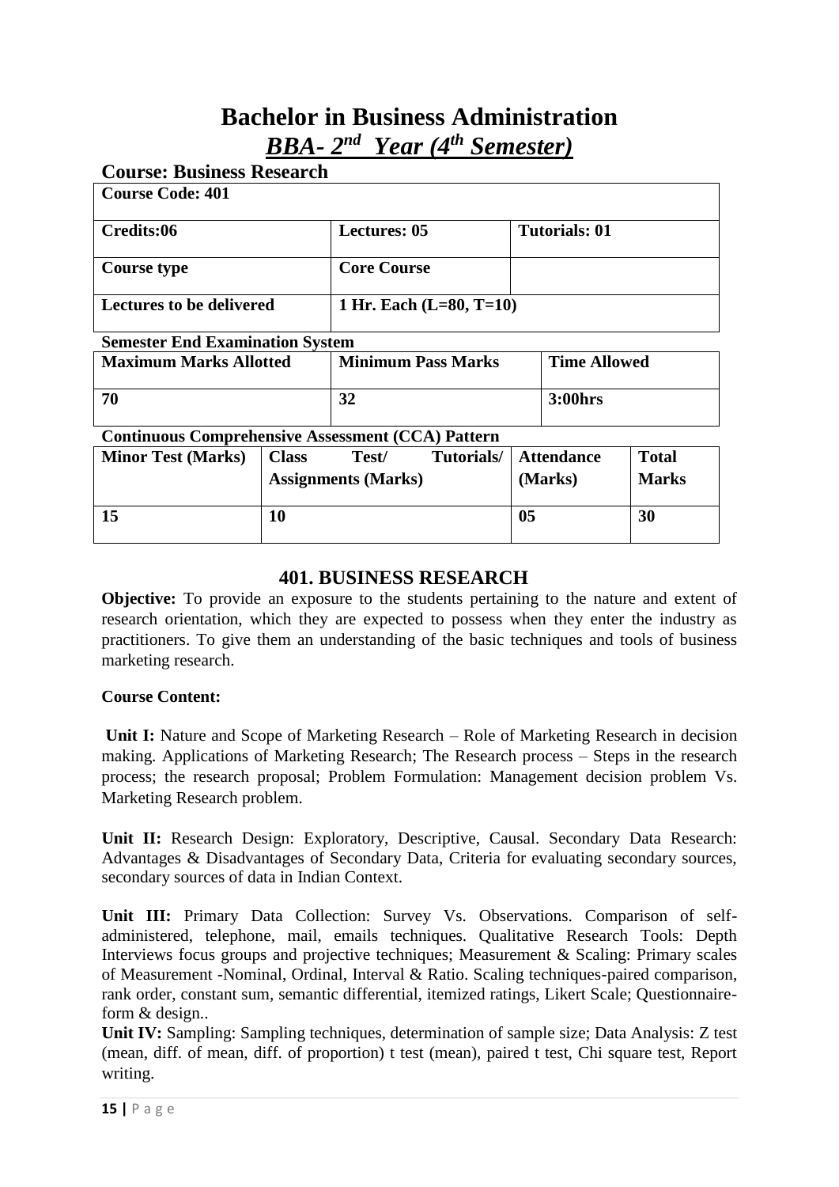# Bachelor in Business Administration

## *BBA- 2nd Year (4th Semester)*

### Course: Business Research

| Course Code: 401 | | |
|---|---|---|
| **Credits:06** | **Lectures: 05** | **Tutorials: 01** |
| **Course type** | **Core Course** | |
| **Lectures to be delivered** | **1 Hr. Each (L=80, T=10)** | |

**Semester End Examination System**

| Maximum Marks Allotted | Minimum Pass Marks | Time Allowed |
|---|---|---|
| **70** | **32** | **3:00hrs** |

**Continuous Comprehensive Assessment (CCA) Pattern**

| Minor Test (Marks) | Class Test/ Tutorials/ Assignments (Marks) | Attendance (Marks) | Total Marks |
|---|---|---|---|
| **15** | **10** | **05** | **30** |

## 401. BUSINESS RESEARCH

**Objective:** To provide an exposure to the students pertaining to the nature and extent of research orientation, which they are expected to possess when they enter the industry as practitioners. To give them an understanding of the basic techniques and tools of business marketing research.

**Course Content:**

**Unit I:** Nature and Scope of Marketing Research – Role of Marketing Research in decision making. Applications of Marketing Research; The Research process – Steps in the research process; the research proposal; Problem Formulation: Management decision problem Vs. Marketing Research problem.

**Unit II:** Research Design: Exploratory, Descriptive, Causal. Secondary Data Research: Advantages & Disadvantages of Secondary Data, Criteria for evaluating secondary sources, secondary sources of data in Indian Context.

**Unit III:** Primary Data Collection: Survey Vs. Observations. Comparison of self-administered, telephone, mail, emails techniques. Qualitative Research Tools: Depth Interviews focus groups and projective techniques; Measurement & Scaling: Primary scales of Measurement -Nominal, Ordinal, Interval & Ratio. Scaling techniques-paired comparison, rank order, constant sum, semantic differential, itemized ratings, Likert Scale; Questionnaire-form & design..

**Unit IV:** Sampling: Sampling techniques, determination of sample size; Data Analysis: Z test (mean, diff. of mean, diff. of proportion) t test (mean), paired t test, Chi square test, Report writing.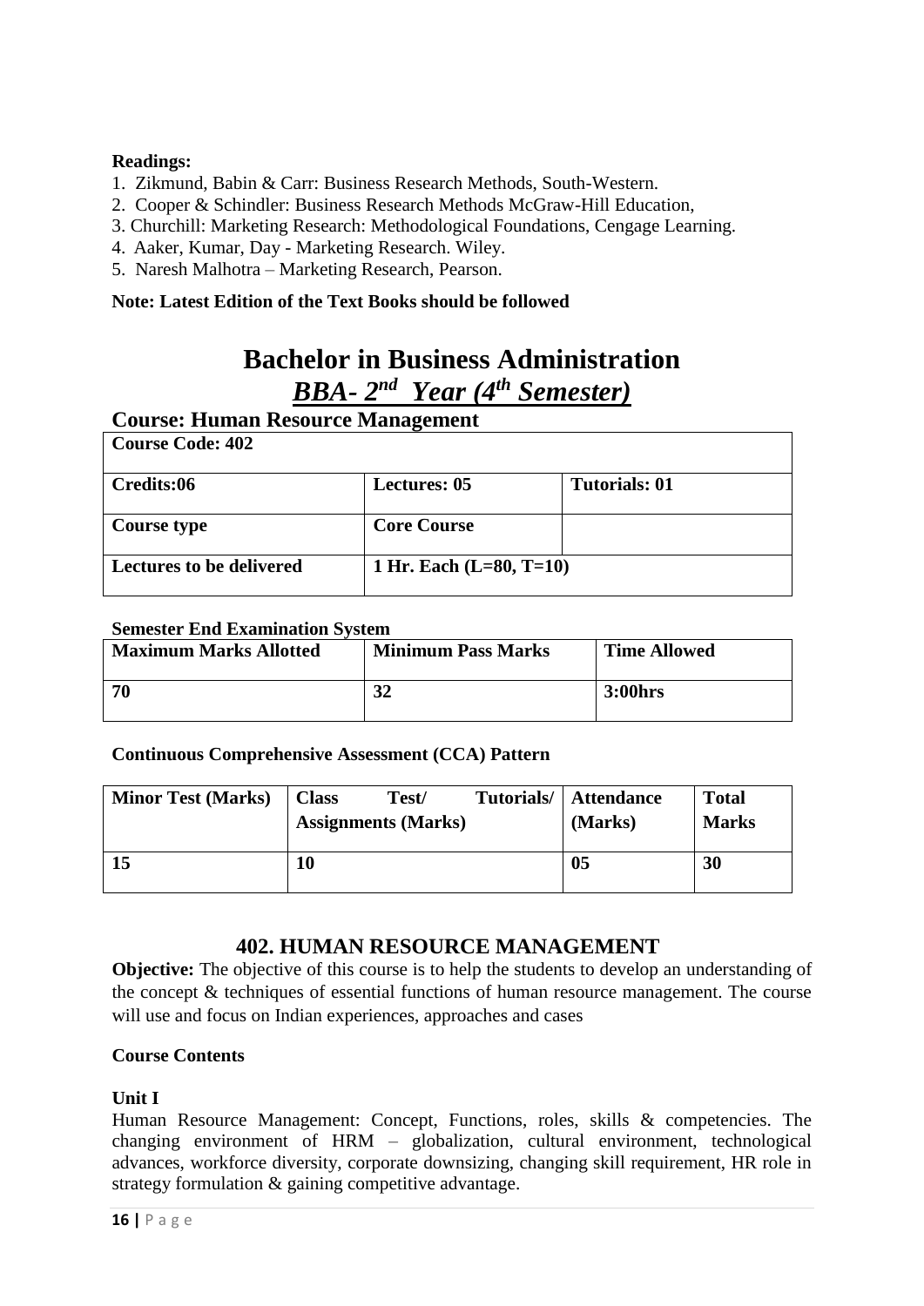**Readings:**

1. Zikmund, Babin & Carr: Business Research Methods, South-Western.
2. Cooper & Schindler: Business Research Methods McGraw-Hill Education,
3. Churchill: Marketing Research: Methodological Foundations, Cengage Learning.
4. Aaker, Kumar, Day - Marketing Research. Wiley.
5. Naresh Malhotra – Marketing Research, Pearson.

**Note: Latest Edition of the Text Books should be followed**

# Bachelor in Business Administration

## ***BBA- 2nd Year (4th Semester)***

### Course: Human Resource Management

| **Course Code: 402** | | |
|---|---|---|
| **Credits:06** | **Lectures: 05** | **Tutorials: 01** |
| **Course type** | **Core Course** | |
| **Lectures to be delivered** | **1 Hr. Each (L=80, T=10)** | |

**Semester End Examination System**

| **Maximum Marks Allotted** | **Minimum Pass Marks** | **Time Allowed** |
|---|---|---|
| **70** | **32** | **3:00hrs** |

**Continuous Comprehensive Assessment (CCA) Pattern**

| **Minor Test (Marks)** | **Class Test/ Tutorials/ Assignments (Marks)** | **Attendance (Marks)** | **Total Marks** |
|---|---|---|---|
| **15** | **10** | **05** | **30** |

### 402. HUMAN RESOURCE MANAGEMENT

**Objective:** The objective of this course is to help the students to develop an understanding of the concept & techniques of essential functions of human resource management. The course will use and focus on Indian experiences, approaches and cases

**Course Contents**

**Unit I**

Human Resource Management: Concept, Functions, roles, skills & competencies. The changing environment of HRM – globalization, cultural environment, technological advances, workforce diversity, corporate downsizing, changing skill requirement, HR role in strategy formulation & gaining competitive advantage.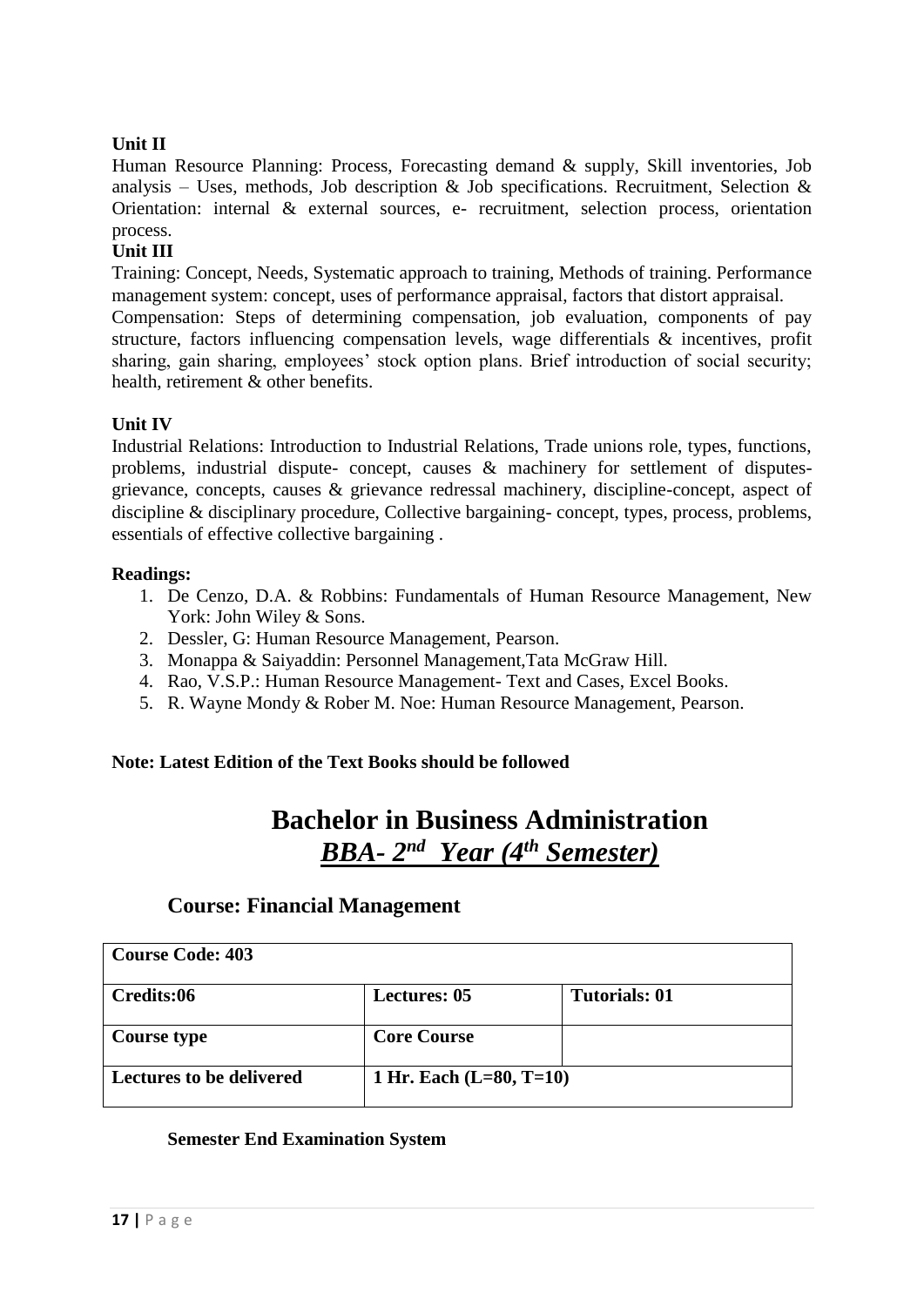**Unit II**

Human Resource Planning: Process, Forecasting demand & supply, Skill inventories, Job analysis – Uses, methods, Job description & Job specifications. Recruitment, Selection & Orientation: internal & external sources, e- recruitment, selection process, orientation process.

**Unit III**

Training: Concept, Needs, Systematic approach to training, Methods of training. Performance management system: concept, uses of performance appraisal, factors that distort appraisal.

Compensation: Steps of determining compensation, job evaluation, components of pay structure, factors influencing compensation levels, wage differentials & incentives, profit sharing, gain sharing, employees' stock option plans. Brief introduction of social security; health, retirement & other benefits.

**Unit IV**

Industrial Relations: Introduction to Industrial Relations, Trade unions role, types, functions, problems, industrial dispute- concept, causes & machinery for settlement of disputes- grievance, concepts, causes & grievance redressal machinery, discipline-concept, aspect of discipline & disciplinary procedure, Collective bargaining- concept, types, process, problems, essentials of effective collective bargaining .

**Readings:**

1. De Cenzo, D.A. & Robbins: Fundamentals of Human Resource Management, New York: John Wiley & Sons.
2. Dessler, G: Human Resource Management, Pearson.
3. Monappa & Saiyaddin: Personnel Management,Tata McGraw Hill.
4. Rao, V.S.P.: Human Resource Management- Text and Cases, Excel Books.
5. R. Wayne Mondy & Rober M. Noe: Human Resource Management, Pearson.

**Note: Latest Edition of the Text Books should be followed**

# Bachelor in Business Administration

## ***BBA- 2nd Year (4th Semester)***

### Course: Financial Management

| Course Code: 403 | | |
|---|---|---|
| **Credits:06** | **Lectures: 05** | **Tutorials: 01** |
| **Course type** | **Core Course** | |
| **Lectures to be delivered** | **1 Hr. Each (L=80, T=10)** | |

**Semester End Examination System**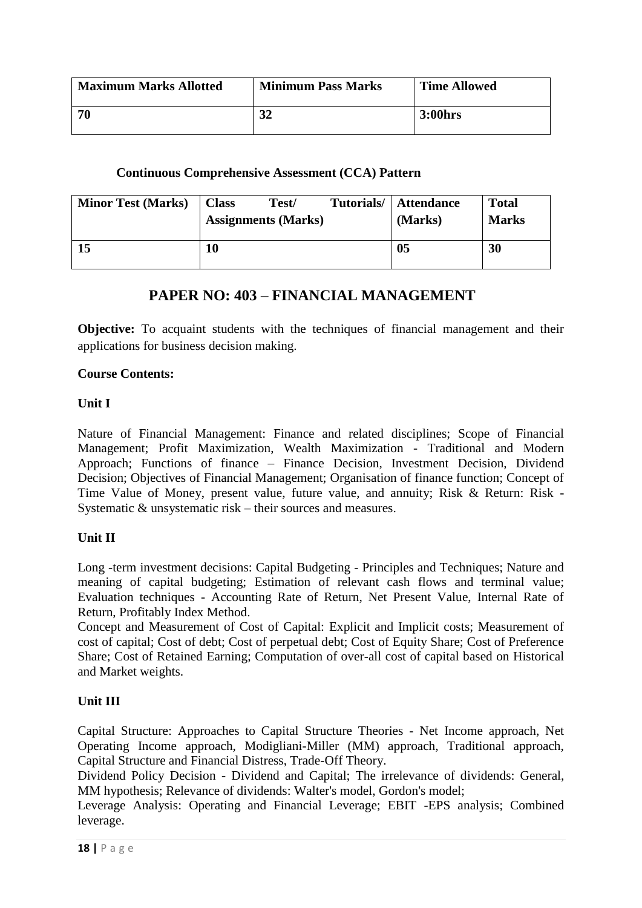| Maximum Marks Allotted | Minimum Pass Marks | Time Allowed |
|---|---|---|
| 70 | 32 | 3:00hrs |

**Continuous Comprehensive Assessment (CCA) Pattern**

| Minor Test (Marks) | Class Test/ Tutorials/ Assignments (Marks) | Attendance (Marks) | Total Marks |
|---|---|---|---|
| 15 | 10 | 05 | 30 |

## PAPER NO: 403 – FINANCIAL MANAGEMENT

**Objective:** To acquaint students with the techniques of financial management and their applications for business decision making.

**Course Contents:**

**Unit I**

Nature of Financial Management: Finance and related disciplines; Scope of Financial Management; Profit Maximization, Wealth Maximization - Traditional and Modern Approach; Functions of finance – Finance Decision, Investment Decision, Dividend Decision; Objectives of Financial Management; Organisation of finance function; Concept of Time Value of Money, present value, future value, and annuity; Risk & Return: Risk - Systematic & unsystematic risk – their sources and measures.

**Unit II**

Long -term investment decisions: Capital Budgeting - Principles and Techniques; Nature and meaning of capital budgeting; Estimation of relevant cash flows and terminal value; Evaluation techniques - Accounting Rate of Return, Net Present Value, Internal Rate of Return, Profitably Index Method.

Concept and Measurement of Cost of Capital: Explicit and Implicit costs; Measurement of cost of capital; Cost of debt; Cost of perpetual debt; Cost of Equity Share; Cost of Preference Share; Cost of Retained Earning; Computation of over-all cost of capital based on Historical and Market weights.

**Unit III**

Capital Structure: Approaches to Capital Structure Theories - Net Income approach, Net Operating Income approach, Modigliani-Miller (MM) approach, Traditional approach, Capital Structure and Financial Distress, Trade-Off Theory.

Dividend Policy Decision - Dividend and Capital; The irrelevance of dividends: General, MM hypothesis; Relevance of dividends: Walter's model, Gordon's model;

Leverage Analysis: Operating and Financial Leverage; EBIT -EPS analysis; Combined leverage.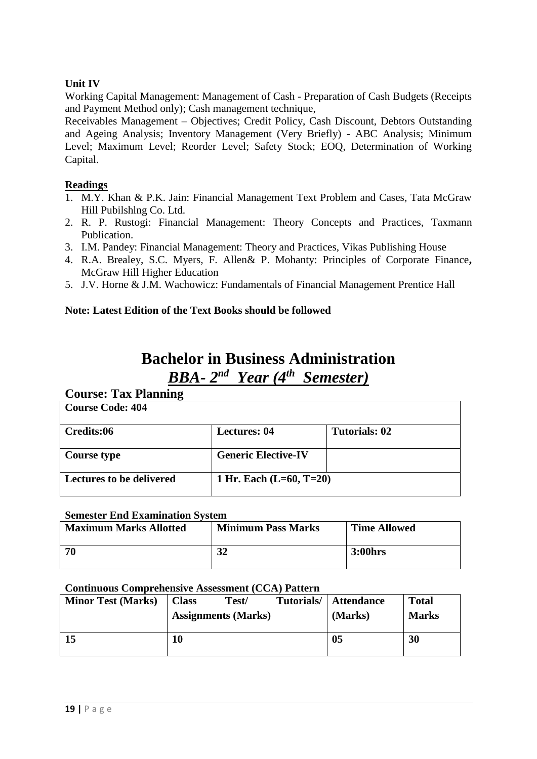**Unit IV**

Working Capital Management: Management of Cash - Preparation of Cash Budgets (Receipts and Payment Method only); Cash management technique,

Receivables Management – Objectives; Credit Policy, Cash Discount, Debtors Outstanding and Ageing Analysis; Inventory Management (Very Briefly) - ABC Analysis; Minimum Level; Maximum Level; Reorder Level; Safety Stock; EOQ, Determination of Working Capital.

**Readings**

1. M.Y. Khan & P.K. Jain: Financial Management Text Problem and Cases, Tata McGraw Hill Pubilshlng Co. Ltd.
2. R. P. Rustogi: Financial Management: Theory Concepts and Practices, Taxmann Publication.
3. I.M. Pandey: Financial Management: Theory and Practices, Vikas Publishing House
4. R.A. Brealey, S.C. Myers, F. Allen& P. Mohanty: Principles of Corporate Finance, McGraw Hill Higher Education
5. J.V. Horne & J.M. Wachowicz: Fundamentals of Financial Management Prentice Hall

**Note: Latest Edition of the Text Books should be followed**

# Bachelor in Business Administration

## *BBA- 2nd Year (4th Semester)*

## Course: Tax Planning

| **Course Code: 404** | | |
|---|---|---|
| **Credits:06** | **Lectures: 04** | **Tutorials: 02** |
| **Course type** | **Generic Elective-IV** | |
| **Lectures to be delivered** | **1 Hr. Each (L=60, T=20)** | |

**Semester End Examination System**

| **Maximum Marks Allotted** | **Minimum Pass Marks** | **Time Allowed** |
|---|---|---|
| **70** | **32** | **3:00hrs** |

**Continuous Comprehensive Assessment (CCA) Pattern**

| **Minor Test (Marks)** | **Class Test/ Tutorials/ Assignments (Marks)** | **Attendance (Marks)** | **Total Marks** |
|---|---|---|---|
| **15** | **10** | **05** | **30** |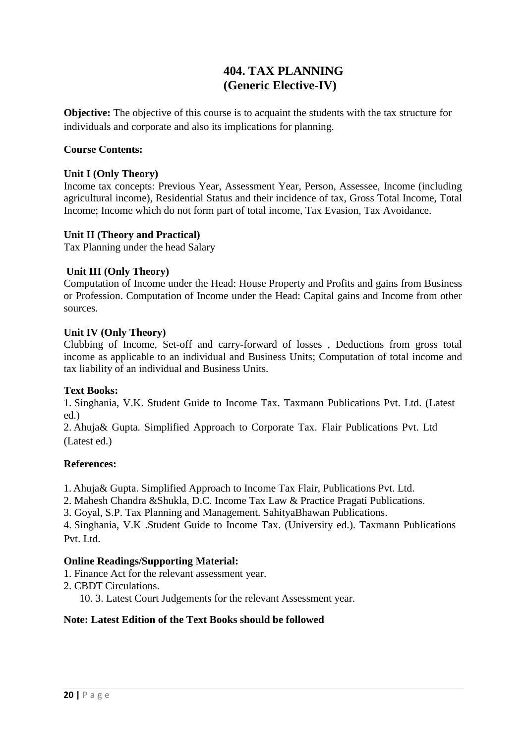# 404. TAX PLANNING
## (Generic Elective-IV)

**Objective:** The objective of this course is to acquaint the students with the tax structure for individuals and corporate and also its implications for planning.

**Course Contents:**

**Unit I (Only Theory)**
Income tax concepts: Previous Year, Assessment Year, Person, Assessee, Income (including agricultural income), Residential Status and their incidence of tax, Gross Total Income, Total Income; Income which do not form part of total income, Tax Evasion, Tax Avoidance.

**Unit II (Theory and Practical)**
Tax Planning under the head Salary

**Unit III (Only Theory)**
Computation of Income under the Head: House Property and Profits and gains from Business or Profession. Computation of Income under the Head: Capital gains and Income from other sources.

**Unit IV (Only Theory)**
Clubbing of Income, Set-off and carry-forward of losses , Deductions from gross total income as applicable to an individual and Business Units; Computation of total income and tax liability of an individual and Business Units.

**Text Books:**

1. Singhania, V.K. Student Guide to Income Tax. Taxmann Publications Pvt. Ltd. (Latest ed.)
2. Ahuja& Gupta. Simplified Approach to Corporate Tax. Flair Publications Pvt. Ltd (Latest ed.)

**References:**

1. Ahuja& Gupta. Simplified Approach to Income Tax Flair, Publications Pvt. Ltd.
2. Mahesh Chandra &Shukla, D.C. Income Tax Law & Practice Pragati Publications.
3. Goyal, S.P. Tax Planning and Management. SahityaBhawan Publications.
4. Singhania, V.K .Student Guide to Income Tax. (University ed.). Taxmann Publications Pvt. Ltd.

**Online Readings/Supporting Material:**

1. Finance Act for the relevant assessment year.
2. CBDT Circulations.

10. 3. Latest Court Judgements for the relevant Assessment year.

**Note: Latest Edition of the Text Books should be followed**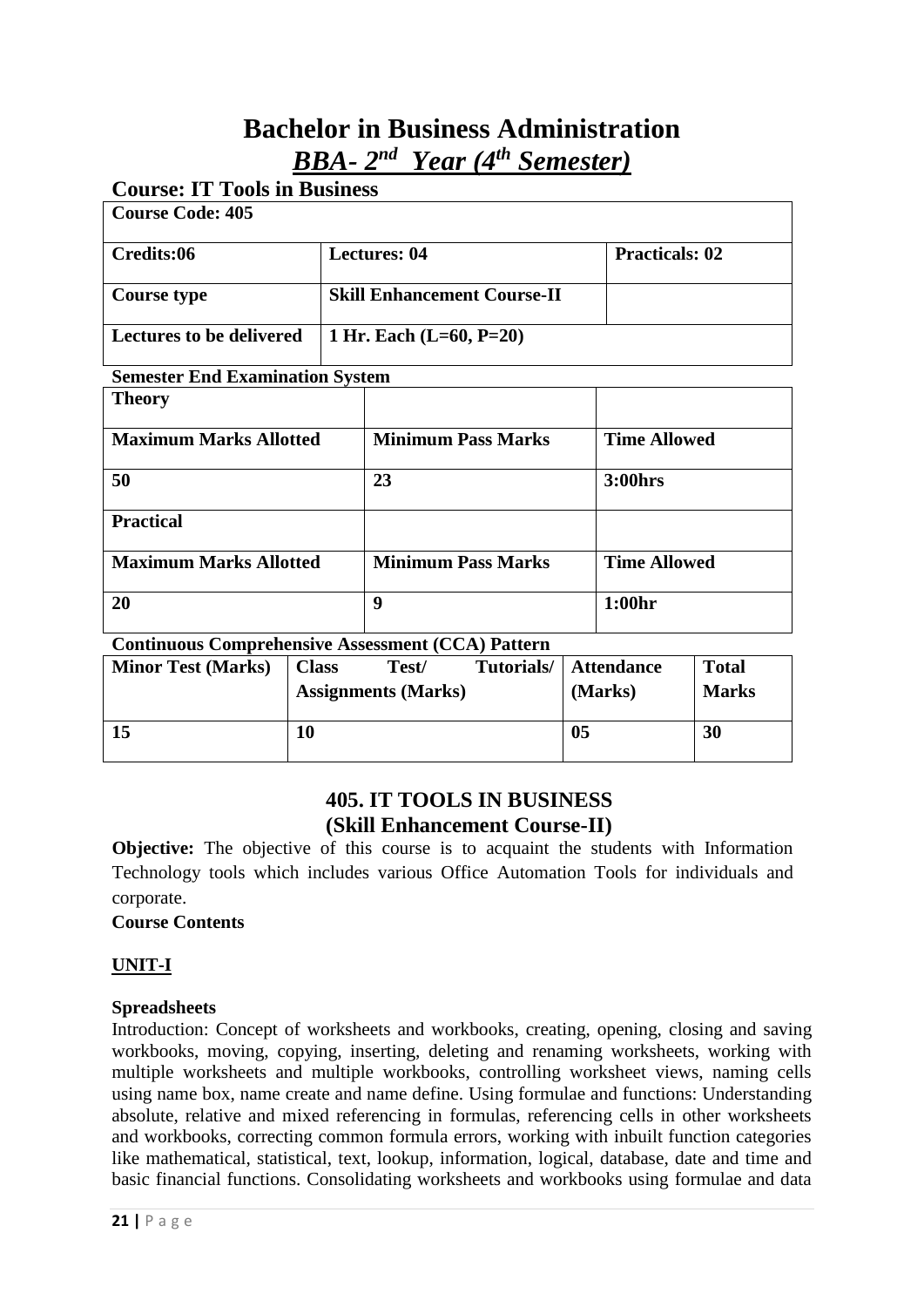# Bachelor in Business Administration

## *BBA- 2nd Year (4th Semester)*

### Course: IT Tools in Business

| Course Code: 405 | | |
|---|---|---|
| **Credits:06** | **Lectures: 04** | **Practicals: 02** |
| **Course type** | **Skill Enhancement Course-II** | |
| **Lectures to be delivered** | **1 Hr. Each (L=60, P=20)** | |

**Semester End Examination System**

| **Theory** | | |
|---|---|---|
| **Maximum Marks Allotted** | **Minimum Pass Marks** | **Time Allowed** |
| **50** | **23** | **3:00hrs** |
| **Practical** | | |
| **Maximum Marks Allotted** | **Minimum Pass Marks** | **Time Allowed** |
| **20** | **9** | **1:00hr** |

**Continuous Comprehensive Assessment (CCA) Pattern**

| Minor Test (Marks) | Class Test/ Tutorials/ Assignments (Marks) | Attendance (Marks) | Total Marks |
|---|---|---|---|
| **15** | **10** | **05** | **30** |

## 405. IT TOOLS IN BUSINESS
## (Skill Enhancement Course-II)

**Objective:** The objective of this course is to acquaint the students with Information Technology tools which includes various Office Automation Tools for individuals and corporate.

**Course Contents**

**UNIT-I**

**Spreadsheets**

Introduction: Concept of worksheets and workbooks, creating, opening, closing and saving workbooks, moving, copying, inserting, deleting and renaming worksheets, working with multiple worksheets and multiple workbooks, controlling worksheet views, naming cells using name box, name create and name define. Using formulae and functions: Understanding absolute, relative and mixed referencing in formulas, referencing cells in other worksheets and workbooks, correcting common formula errors, working with inbuilt function categories like mathematical, statistical, text, lookup, information, logical, database, date and time and basic financial functions. Consolidating worksheets and workbooks using formulae and data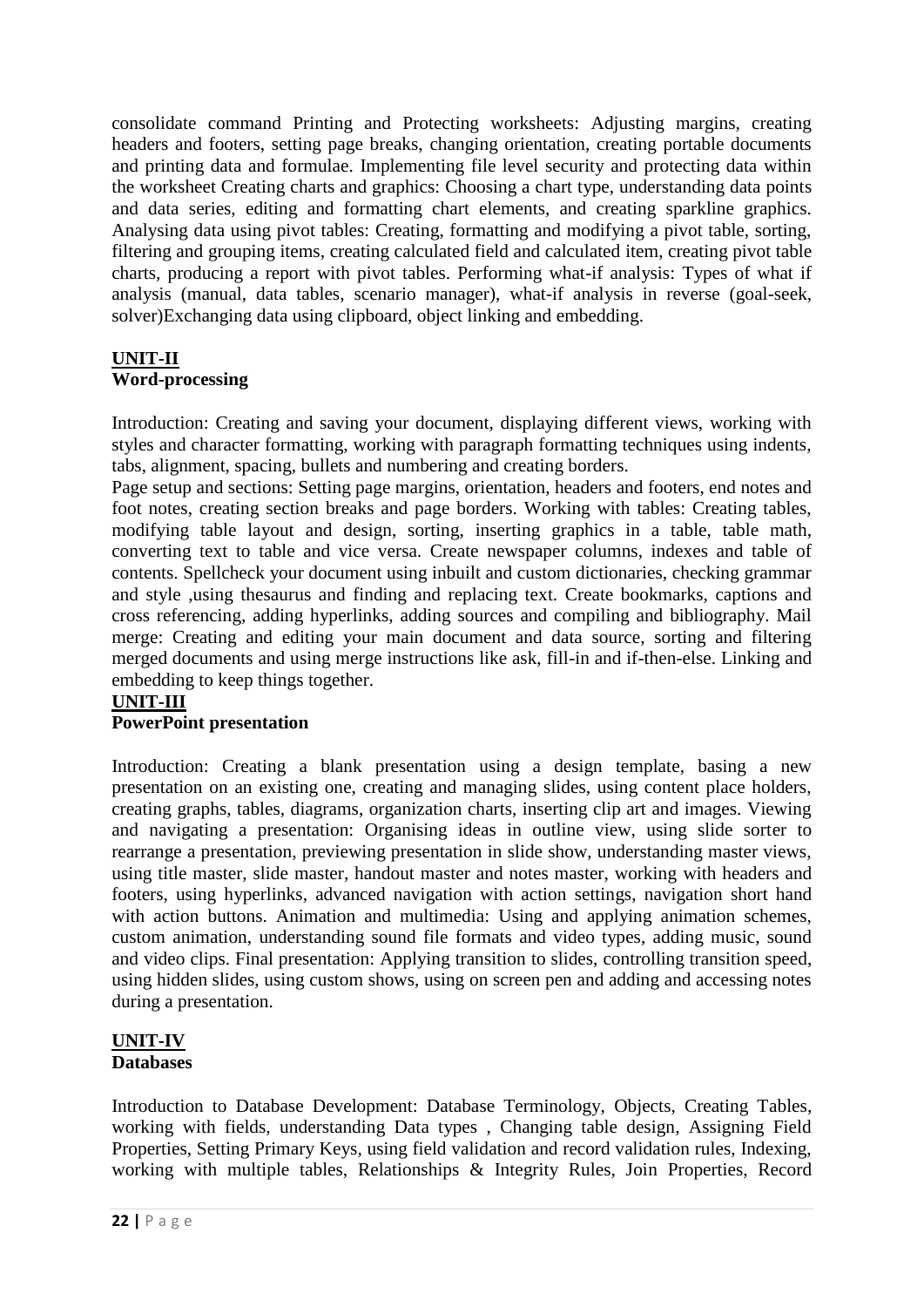consolidate command Printing and Protecting worksheets: Adjusting margins, creating headers and footers, setting page breaks, changing orientation, creating portable documents and printing data and formulae. Implementing file level security and protecting data within the worksheet Creating charts and graphics: Choosing a chart type, understanding data points and data series, editing and formatting chart elements, and creating sparkline graphics. Analysing data using pivot tables: Creating, formatting and modifying a pivot table, sorting, filtering and grouping items, creating calculated field and calculated item, creating pivot table charts, producing a report with pivot tables. Performing what-if analysis: Types of what if analysis (manual, data tables, scenario manager), what-if analysis in reverse (goal-seek, solver)Exchanging data using clipboard, object linking and embedding.

**UNIT-II**
**Word-processing**

Introduction: Creating and saving your document, displaying different views, working with styles and character formatting, working with paragraph formatting techniques using indents, tabs, alignment, spacing, bullets and numbering and creating borders.
Page setup and sections: Setting page margins, orientation, headers and footers, end notes and foot notes, creating section breaks and page borders. Working with tables: Creating tables, modifying table layout and design, sorting, inserting graphics in a table, table math, converting text to table and vice versa. Create newspaper columns, indexes and table of contents. Spellcheck your document using inbuilt and custom dictionaries, checking grammar and style ,using thesaurus and finding and replacing text. Create bookmarks, captions and cross referencing, adding hyperlinks, adding sources and compiling and bibliography. Mail merge: Creating and editing your main document and data source, sorting and filtering merged documents and using merge instructions like ask, fill-in and if-then-else. Linking and embedding to keep things together.

**UNIT-III**
**PowerPoint presentation**

Introduction: Creating a blank presentation using a design template, basing a new presentation on an existing one, creating and managing slides, using content place holders, creating graphs, tables, diagrams, organization charts, inserting clip art and images. Viewing and navigating a presentation: Organising ideas in outline view, using slide sorter to rearrange a presentation, previewing presentation in slide show, understanding master views, using title master, slide master, handout master and notes master, working with headers and footers, using hyperlinks, advanced navigation with action settings, navigation short hand with action buttons. Animation and multimedia: Using and applying animation schemes, custom animation, understanding sound file formats and video types, adding music, sound and video clips. Final presentation: Applying transition to slides, controlling transition speed, using hidden slides, using custom shows, using on screen pen and adding and accessing notes during a presentation.

**UNIT-IV**
**Databases**

Introduction to Database Development: Database Terminology, Objects, Creating Tables, working with fields, understanding Data types , Changing table design, Assigning Field Properties, Setting Primary Keys, using field validation and record validation rules, Indexing, working with multiple tables, Relationships & Integrity Rules, Join Properties, Record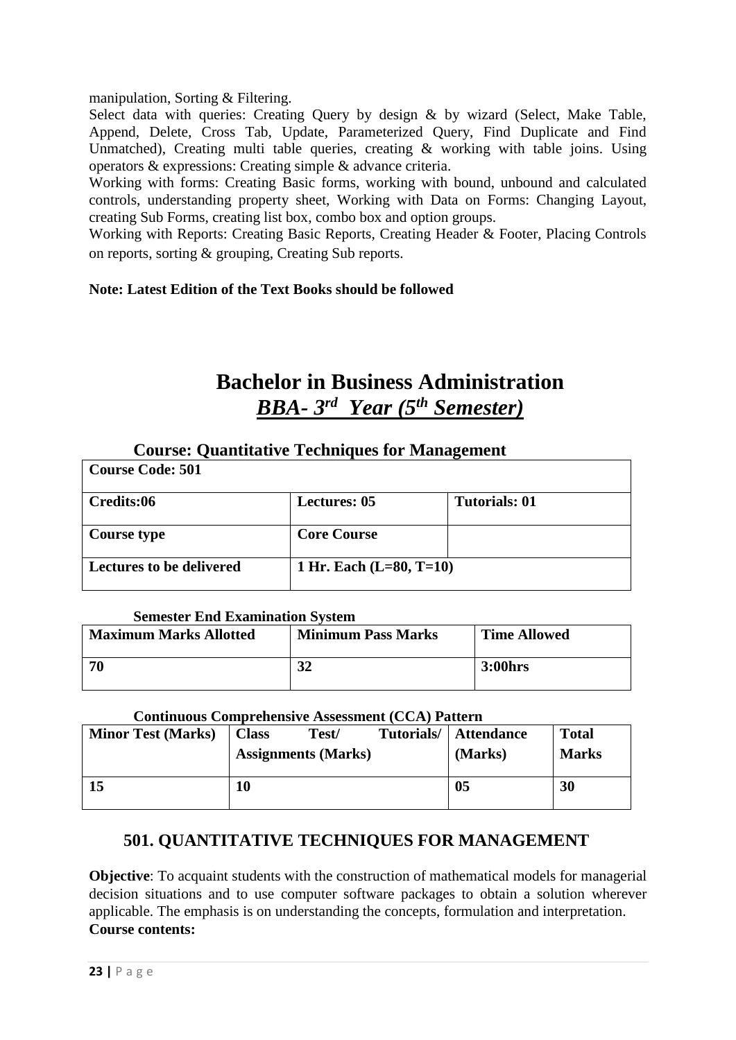manipulation, Sorting & Filtering.

Select data with queries: Creating Query by design & by wizard (Select, Make Table, Append, Delete, Cross Tab, Update, Parameterized Query, Find Duplicate and Find Unmatched), Creating multi table queries, creating & working with table joins. Using operators & expressions: Creating simple & advance criteria.

Working with forms: Creating Basic forms, working with bound, unbound and calculated controls, understanding property sheet, Working with Data on Forms: Changing Layout, creating Sub Forms, creating list box, combo box and option groups.

Working with Reports: Creating Basic Reports, Creating Header & Footer, Placing Controls on reports, sorting & grouping, Creating Sub reports.

**Note: Latest Edition of the Text Books should be followed**

# Bachelor in Business Administration

## ***BBA- 3rd Year (5th Semester)***

### Course: Quantitative Techniques for Management

| **Course Code: 501** | | |
|---|---|---|
| **Credits:06** | **Lectures: 05** | **Tutorials: 01** |
| **Course type** | **Core Course** | |
| **Lectures to be delivered** | **1 Hr. Each (L=80, T=10)** | |

**Semester End Examination System**

| **Maximum Marks Allotted** | **Minimum Pass Marks** | **Time Allowed** |
|---|---|---|
| **70** | **32** | **3:00hrs** |

**Continuous Comprehensive Assessment (CCA) Pattern**

| **Minor Test (Marks)** | **Class Test/ Tutorials/ Assignments (Marks)** | **Attendance (Marks)** | **Total Marks** |
|---|---|---|---|
| **15** | **10** | **05** | **30** |

## 501. QUANTITATIVE TECHNIQUES FOR MANAGEMENT

**Objective**: To acquaint students with the construction of mathematical models for managerial decision situations and to use computer software packages to obtain a solution wherever applicable. The emphasis is on understanding the concepts, formulation and interpretation.

**Course contents:**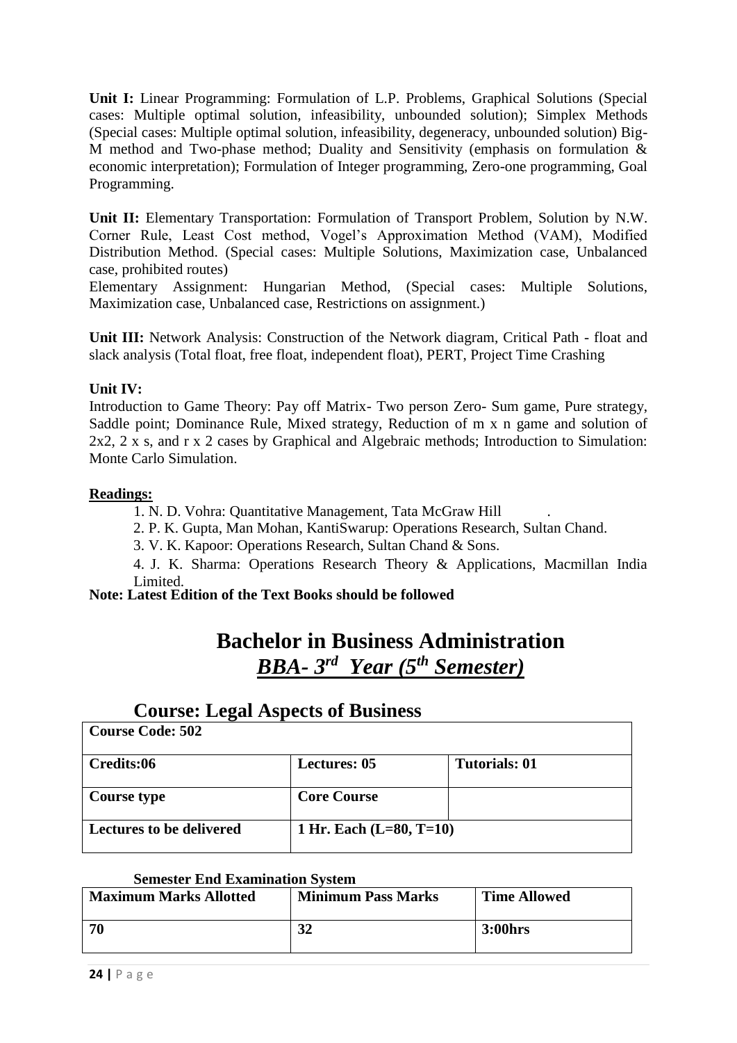**Unit I:** Linear Programming: Formulation of L.P. Problems, Graphical Solutions (Special cases: Multiple optimal solution, infeasibility, unbounded solution); Simplex Methods (Special cases: Multiple optimal solution, infeasibility, degeneracy, unbounded solution) Big-M method and Two-phase method; Duality and Sensitivity (emphasis on formulation & economic interpretation); Formulation of Integer programming, Zero-one programming, Goal Programming.

**Unit II:** Elementary Transportation: Formulation of Transport Problem, Solution by N.W. Corner Rule, Least Cost method, Vogel's Approximation Method (VAM), Modified Distribution Method. (Special cases: Multiple Solutions, Maximization case, Unbalanced case, prohibited routes)

Elementary Assignment: Hungarian Method, (Special cases: Multiple Solutions, Maximization case, Unbalanced case, Restrictions on assignment.)

**Unit III:** Network Analysis: Construction of the Network diagram, Critical Path - float and slack analysis (Total float, free float, independent float), PERT, Project Time Crashing

**Unit IV:**

Introduction to Game Theory: Pay off Matrix- Two person Zero- Sum game, Pure strategy, Saddle point; Dominance Rule, Mixed strategy, Reduction of m x n game and solution of 2x2, 2 x s, and r x 2 cases by Graphical and Algebraic methods; Introduction to Simulation: Monte Carlo Simulation.

**Readings:**

1. N. D. Vohra: Quantitative Management, Tata McGraw Hill .
2. P. K. Gupta, Man Mohan, KantiSwarup: Operations Research, Sultan Chand.
3. V. K. Kapoor: Operations Research, Sultan Chand & Sons.
4. J. K. Sharma: Operations Research Theory & Applications, Macmillan India Limited.

**Note: Latest Edition of the Text Books should be followed**

# Bachelor in Business Administration

## ***BBA- 3rd Year (5th Semester)***

## Course: Legal Aspects of Business

| **Course Code: 502** | | |
|---|---|---|
| **Credits:06** | **Lectures: 05** | **Tutorials: 01** |
| **Course type** | **Core Course** | |
| **Lectures to be delivered** | **1 Hr. Each (L=80, T=10)** | |

**Semester End Examination System**

| **Maximum Marks Allotted** | **Minimum Pass Marks** | **Time Allowed** |
|---|---|---|
| **70** | **32** | **3:00hrs** |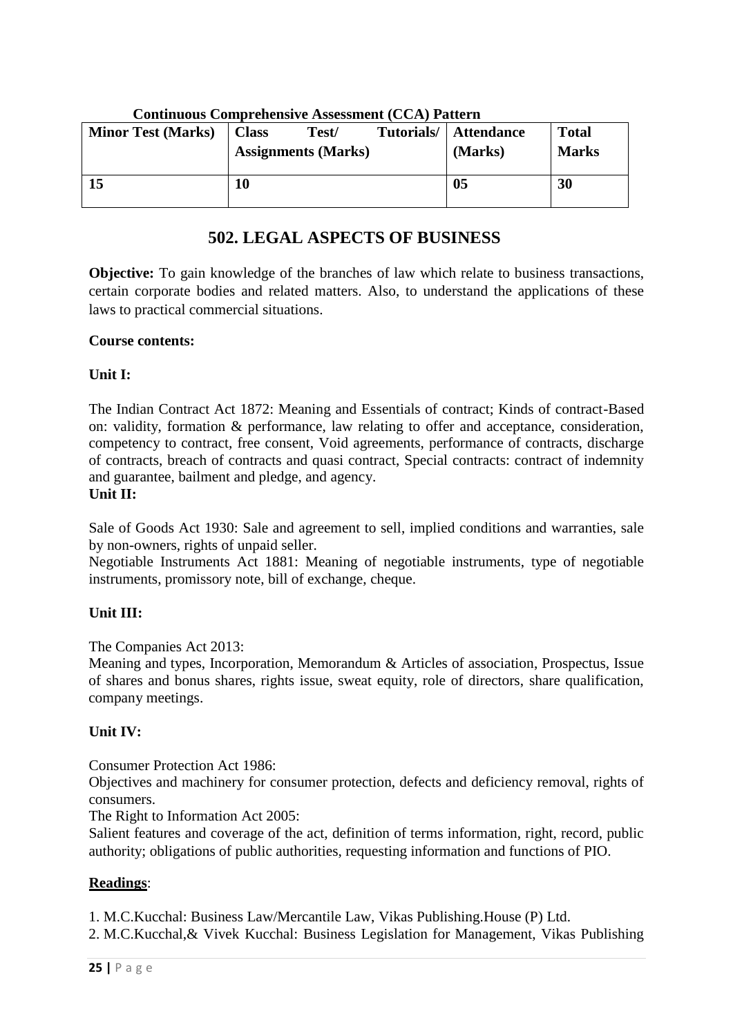**Continuous Comprehensive Assessment (CCA) Pattern**

| Minor Test (Marks) | Class Test/ Tutorials/ Assignments (Marks) | Attendance (Marks) | Total Marks |
|---|---|---|---|
| 15 | 10 | 05 | 30 |

## 502. LEGAL ASPECTS OF BUSINESS

**Objective:** To gain knowledge of the branches of law which relate to business transactions, certain corporate bodies and related matters. Also, to understand the applications of these laws to practical commercial situations.

**Course contents:**

**Unit I:**

The Indian Contract Act 1872: Meaning and Essentials of contract; Kinds of contract-Based on: validity, formation & performance, law relating to offer and acceptance, consideration, competency to contract, free consent, Void agreements, performance of contracts, discharge of contracts, breach of contracts and quasi contract, Special contracts: contract of indemnity and guarantee, bailment and pledge, and agency.

**Unit II:**

Sale of Goods Act 1930: Sale and agreement to sell, implied conditions and warranties, sale by non-owners, rights of unpaid seller.

Negotiable Instruments Act 1881: Meaning of negotiable instruments, type of negotiable instruments, promissory note, bill of exchange, cheque.

**Unit III:**

The Companies Act 2013:

Meaning and types, Incorporation, Memorandum & Articles of association, Prospectus, Issue of shares and bonus shares, rights issue, sweat equity, role of directors, share qualification, company meetings.

**Unit IV:**

Consumer Protection Act 1986:

Objectives and machinery for consumer protection, defects and deficiency removal, rights of consumers.

The Right to Information Act 2005:

Salient features and coverage of the act, definition of terms information, right, record, public authority; obligations of public authorities, requesting information and functions of PIO.

**Readings**:

1. M.C.Kucchal: Business Law/Mercantile Law, Vikas Publishing.House (P) Ltd.
2. M.C.Kucchal,& Vivek Kucchal: Business Legislation for Management, Vikas Publishing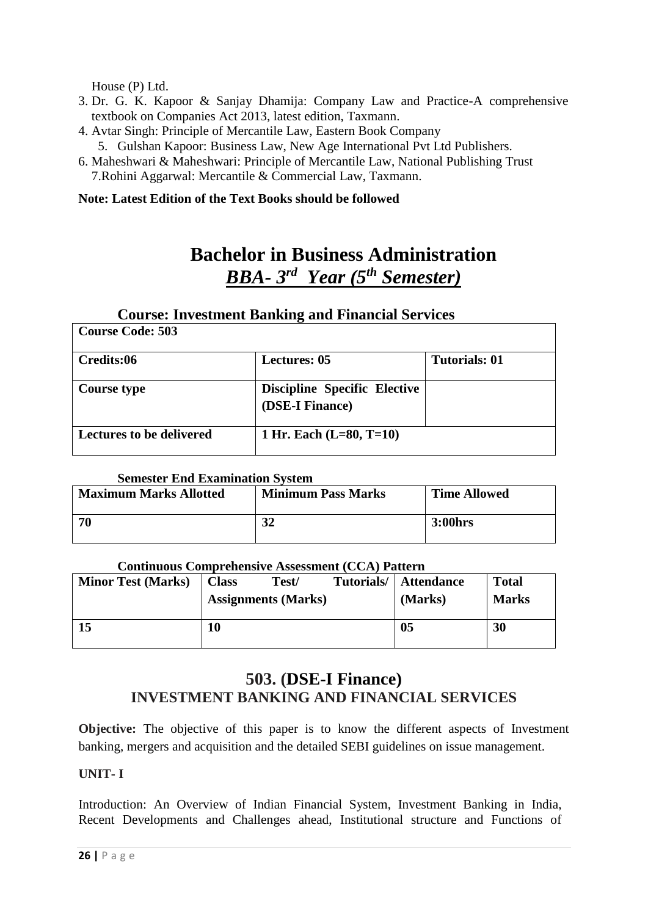House (P) Ltd.

3. Dr. G. K. Kapoor & Sanjay Dhamija: Company Law and Practice-A comprehensive textbook on Companies Act 2013, latest edition, Taxmann.
4. Avtar Singh: Principle of Mercantile Law, Eastern Book Company
5. Gulshan Kapoor: Business Law, New Age International Pvt Ltd Publishers.
6. Maheshwari & Maheshwari: Principle of Mercantile Law, National Publishing Trust
7. Rohini Aggarwal: Mercantile & Commercial Law, Taxmann.

**Note: Latest Edition of the Text Books should be followed**

# Bachelor in Business Administration

## *BBA- 3rd Year (5th Semester)*

### Course: Investment Banking and Financial Services

| **Course Code: 503** | | |
|---|---|---|
| **Credits:06** | **Lectures: 05** | **Tutorials: 01** |
| **Course type** | **Discipline Specific Elective (DSE-I Finance)** | |
| **Lectures to be delivered** | **1 Hr. Each (L=80, T=10)** | |

**Semester End Examination System**

| **Maximum Marks Allotted** | **Minimum Pass Marks** | **Time Allowed** |
|---|---|---|
| **70** | **32** | **3:00hrs** |

**Continuous Comprehensive Assessment (CCA) Pattern**

| **Minor Test (Marks)** | **Class Test/ Tutorials/ Assignments (Marks)** | **Attendance (Marks)** | **Total Marks** |
|---|---|---|---|
| **15** | **10** | **05** | **30** |

## 503. (DSE-I Finance)
## INVESTMENT BANKING AND FINANCIAL SERVICES

**Objective:** The objective of this paper is to know the different aspects of Investment banking, mergers and acquisition and the detailed SEBI guidelines on issue management.

**UNIT- I**

Introduction: An Overview of Indian Financial System, Investment Banking in India, Recent Developments and Challenges ahead, Institutional structure and Functions of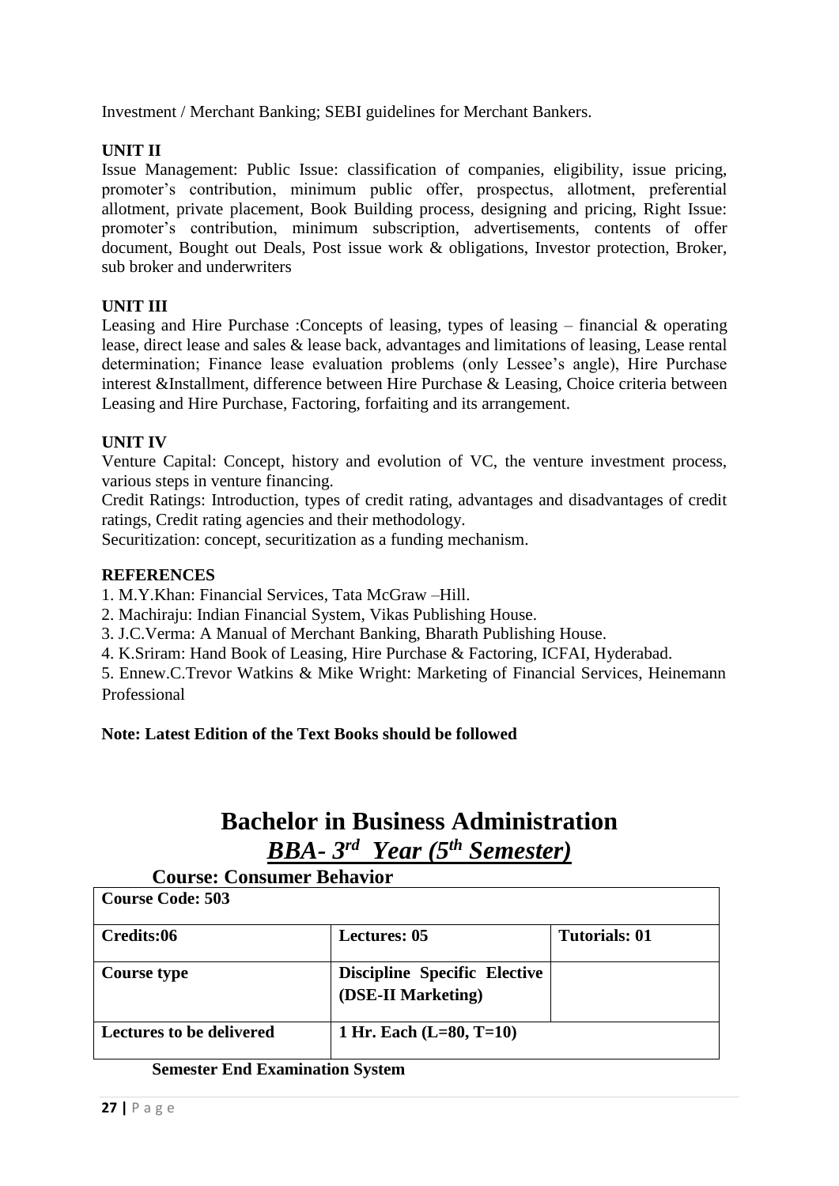Investment / Merchant Banking; SEBI guidelines for Merchant Bankers.

**UNIT II**

Issue Management: Public Issue: classification of companies, eligibility, issue pricing, promoter's contribution, minimum public offer, prospectus, allotment, preferential allotment, private placement, Book Building process, designing and pricing, Right Issue: promoter's contribution, minimum subscription, advertisements, contents of offer document, Bought out Deals, Post issue work & obligations, Investor protection, Broker, sub broker and underwriters

**UNIT III**

Leasing and Hire Purchase :Concepts of leasing, types of leasing – financial & operating lease, direct lease and sales & lease back, advantages and limitations of leasing, Lease rental determination; Finance lease evaluation problems (only Lessee's angle), Hire Purchase interest &Installment, difference between Hire Purchase & Leasing, Choice criteria between Leasing and Hire Purchase, Factoring, forfaiting and its arrangement.

**UNIT IV**

Venture Capital: Concept, history and evolution of VC, the venture investment process, various steps in venture financing.

Credit Ratings: Introduction, types of credit rating, advantages and disadvantages of credit ratings, Credit rating agencies and their methodology.

Securitization: concept, securitization as a funding mechanism.

**REFERENCES**

1. M.Y.Khan: Financial Services, Tata McGraw –Hill.
2. Machiraju: Indian Financial System, Vikas Publishing House.
3. J.C.Verma: A Manual of Merchant Banking, Bharath Publishing House.
4. K.Sriram: Hand Book of Leasing, Hire Purchase & Factoring, ICFAI, Hyderabad.
5. Ennew.C.Trevor Watkins & Mike Wright: Marketing of Financial Services, Heinemann Professional

**Note: Latest Edition of the Text Books should be followed**

# Bachelor in Business Administration

## *BBA- 3rd Year (5th Semester)*

### Course: Consumer Behavior

| **Course Code: 503** | | |
|---|---|---|
| **Credits:06** | **Lectures: 05** | **Tutorials: 01** |
| **Course type** | **Discipline Specific Elective (DSE-II Marketing)** | |
| **Lectures to be delivered** | **1 Hr. Each (L=80, T=10)** | |

**Semester End Examination System**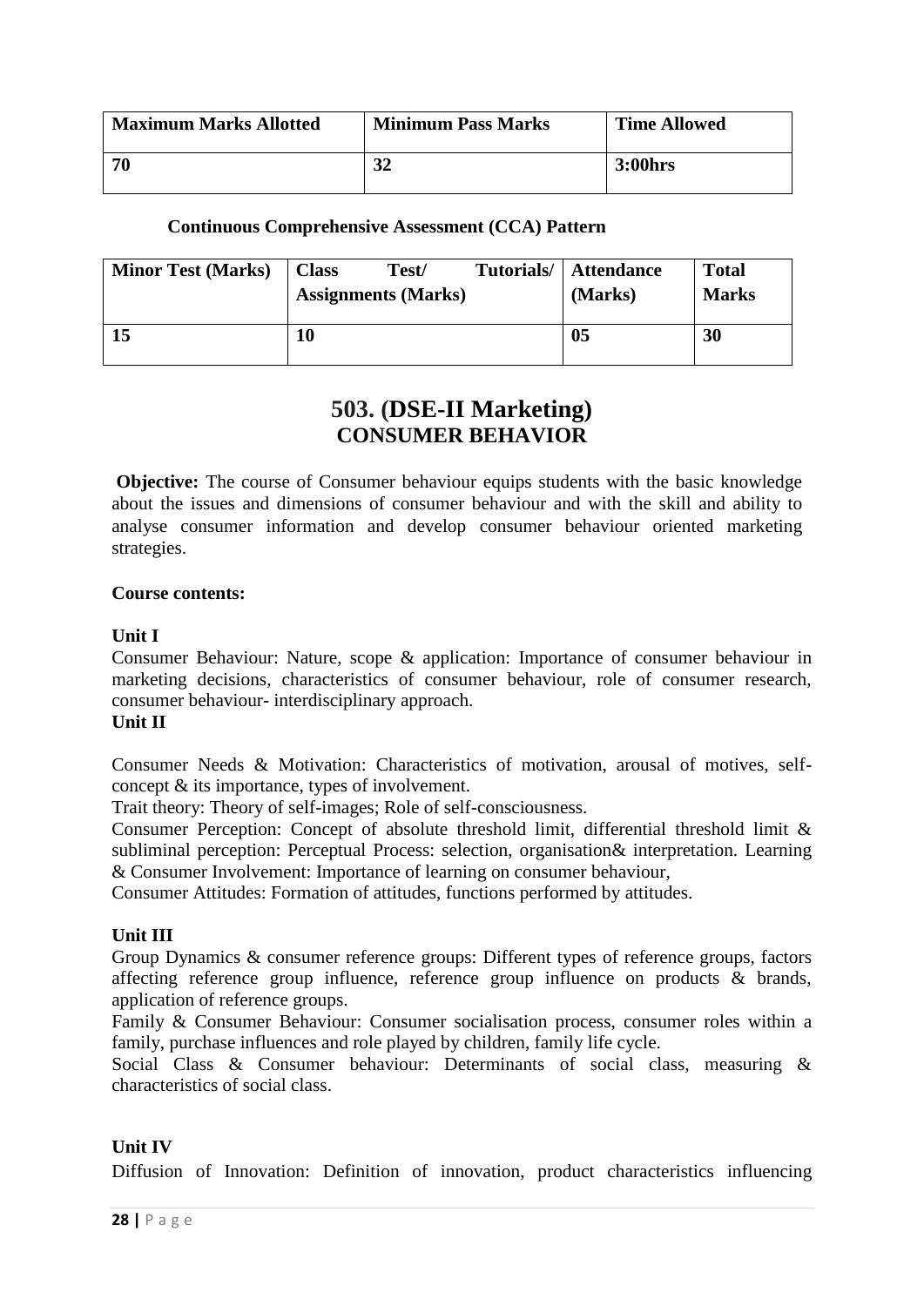| Maximum Marks Allotted | Minimum Pass Marks | Time Allowed |
|---|---|---|
| **70** | **32** | **3:00hrs** |

**Continuous Comprehensive Assessment (CCA) Pattern**

| Minor Test (Marks) | Class Test/ Tutorials/ Assignments (Marks) | Attendance (Marks) | Total Marks |
|---|---|---|---|
| **15** | **10** | **05** | **30** |

# 503. (DSE-II Marketing)
## CONSUMER BEHAVIOR

**Objective:** The course of Consumer behaviour equips students with the basic knowledge about the issues and dimensions of consumer behaviour and with the skill and ability to analyse consumer information and develop consumer behaviour oriented marketing strategies.

**Course contents:**

**Unit I**

Consumer Behaviour: Nature, scope & application: Importance of consumer behaviour in marketing decisions, characteristics of consumer behaviour, role of consumer research, consumer behaviour- interdisciplinary approach.

**Unit II**

Consumer Needs & Motivation: Characteristics of motivation, arousal of motives, self-concept & its importance, types of involvement.

Trait theory: Theory of self-images; Role of self-consciousness.

Consumer Perception: Concept of absolute threshold limit, differential threshold limit & subliminal perception: Perceptual Process: selection, organisation& interpretation. Learning & Consumer Involvement: Importance of learning on consumer behaviour,

Consumer Attitudes: Formation of attitudes, functions performed by attitudes.

**Unit III**

Group Dynamics & consumer reference groups: Different types of reference groups, factors affecting reference group influence, reference group influence on products & brands, application of reference groups.

Family & Consumer Behaviour: Consumer socialisation process, consumer roles within a family, purchase influences and role played by children, family life cycle.

Social Class & Consumer behaviour: Determinants of social class, measuring & characteristics of social class.

**Unit IV**

Diffusion of Innovation: Definition of innovation, product characteristics influencing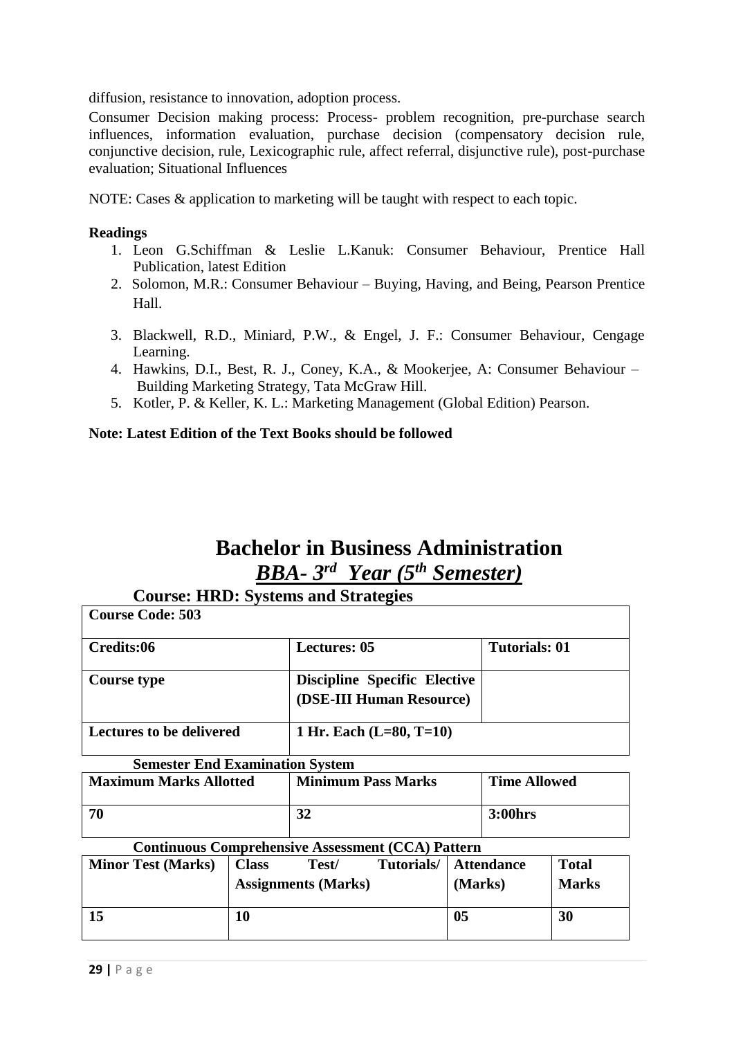diffusion, resistance to innovation, adoption process.

Consumer Decision making process: Process- problem recognition, pre-purchase search influences, information evaluation, purchase decision (compensatory decision rule, conjunctive decision, rule, Lexicographic rule, affect referral, disjunctive rule), post-purchase evaluation; Situational Influences

NOTE: Cases & application to marketing will be taught with respect to each topic.

**Readings**

1. Leon G.Schiffman & Leslie L.Kanuk: Consumer Behaviour, Prentice Hall Publication, latest Edition
2. Solomon, M.R.: Consumer Behaviour – Buying, Having, and Being, Pearson Prentice Hall.
3. Blackwell, R.D., Miniard, P.W., & Engel, J. F.: Consumer Behaviour, Cengage Learning.
4. Hawkins, D.I., Best, R. J., Coney, K.A., & Mookerjee, A: Consumer Behaviour – Building Marketing Strategy, Tata McGraw Hill.
5. Kotler, P. & Keller, K. L.: Marketing Management (Global Edition) Pearson.

**Note: Latest Edition of the Text Books should be followed**

# Bachelor in Business Administration

## *BBA- 3rd Year (5th Semester)*

### Course: HRD: Systems and Strategies

| **Course Code: 503** | | |
|---|---|---|
| **Credits:06** | **Lectures: 05** | **Tutorials: 01** |
| **Course type** | **Discipline Specific Elective (DSE-III Human Resource)** | |
| **Lectures to be delivered** | **1 Hr. Each (L=80, T=10)** | |

**Semester End Examination System**

| **Maximum Marks Allotted** | **Minimum Pass Marks** | **Time Allowed** |
|---|---|---|
| **70** | **32** | **3:00hrs** |

**Continuous Comprehensive Assessment (CCA) Pattern**

| **Minor Test (Marks)** | **Class Test/ Tutorials/ Assignments (Marks)** | **Attendance (Marks)** | **Total Marks** |
|---|---|---|---|
| **15** | **10** | **05** | **30** |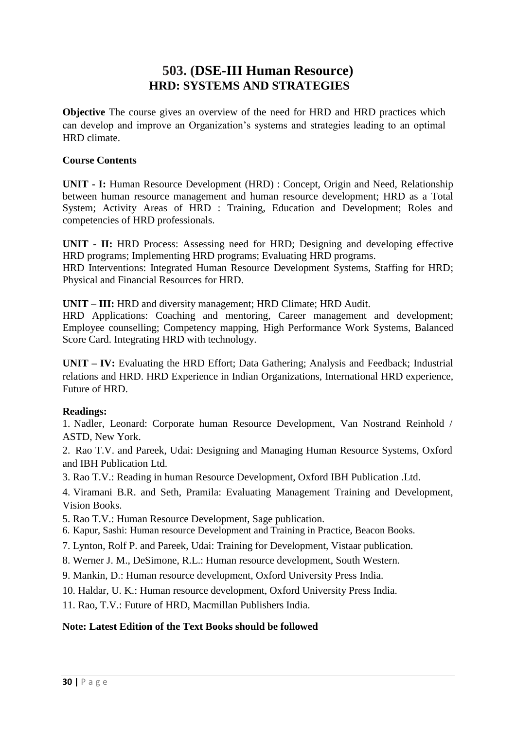# 503. (DSE-III Human Resource)
## HRD: SYSTEMS AND STRATEGIES

**Objective** The course gives an overview of the need for HRD and HRD practices which can develop and improve an Organization's systems and strategies leading to an optimal HRD climate.

**Course Contents**

**UNIT - I:** Human Resource Development (HRD) : Concept, Origin and Need, Relationship between human resource management and human resource development; HRD as a Total System; Activity Areas of HRD : Training, Education and Development; Roles and competencies of HRD professionals.

**UNIT - II:** HRD Process: Assessing need for HRD; Designing and developing effective HRD programs; Implementing HRD programs; Evaluating HRD programs.
HRD Interventions: Integrated Human Resource Development Systems, Staffing for HRD; Physical and Financial Resources for HRD.

**UNIT – III:** HRD and diversity management; HRD Climate; HRD Audit.
HRD Applications: Coaching and mentoring, Career management and development; Employee counselling; Competency mapping, High Performance Work Systems, Balanced Score Card. Integrating HRD with technology.

**UNIT – IV:** Evaluating the HRD Effort; Data Gathering; Analysis and Feedback; Industrial relations and HRD. HRD Experience in Indian Organizations, International HRD experience, Future of HRD.

**Readings:**

1. Nadler, Leonard: Corporate human Resource Development, Van Nostrand Reinhold / ASTD, New York.
2. Rao T.V. and Pareek, Udai: Designing and Managing Human Resource Systems, Oxford and IBH Publication Ltd.
3. Rao T.V.: Reading in human Resource Development, Oxford IBH Publication .Ltd.
4. Viramani B.R. and Seth, Pramila: Evaluating Management Training and Development, Vision Books.
5. Rao T.V.: Human Resource Development, Sage publication.
6. Kapur, Sashi: Human resource Development and Training in Practice, Beacon Books.
7. Lynton, Rolf P. and Pareek, Udai: Training for Development, Vistaar publication.
8. Werner J. M., DeSimone, R.L.: Human resource development, South Western.
9. Mankin, D.: Human resource development, Oxford University Press India.
10. Haldar, U. K.: Human resource development, Oxford University Press India.
11. Rao, T.V.: Future of HRD, Macmillan Publishers India.

**Note: Latest Edition of the Text Books should be followed**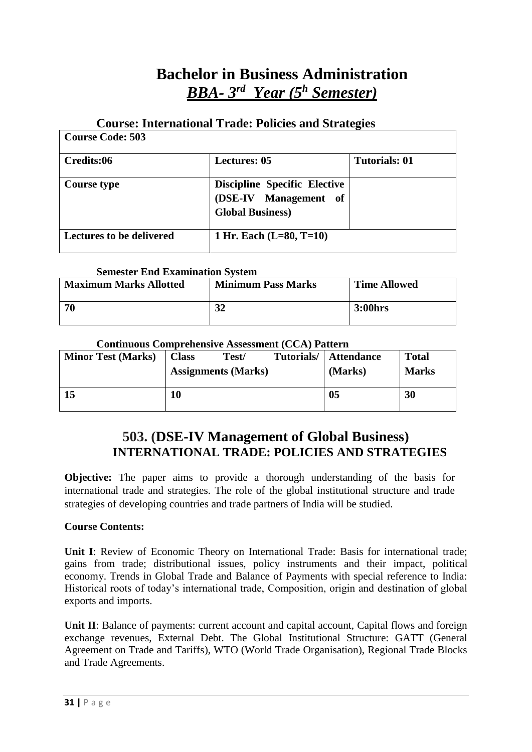# Bachelor in Business Administration

## *BBA- 3rd Year (5h Semester)*

### Course: International Trade: Policies and Strategies

| **Course Code: 503** | | |
|---|---|---|
| **Credits:06** | **Lectures: 05** | **Tutorials: 01** |
| **Course type** | **Discipline Specific Elective (DSE-IV Management of Global Business)** | |
| **Lectures to be delivered** | **1 Hr. Each (L=80, T=10)** | |

**Semester End Examination System**

| **Maximum Marks Allotted** | **Minimum Pass Marks** | **Time Allowed** |
|---|---|---|
| **70** | **32** | **3:00hrs** |

**Continuous Comprehensive Assessment (CCA) Pattern**

| **Minor Test (Marks)** | **Class Test/ Tutorials/ Assignments (Marks)** | **Attendance (Marks)** | **Total Marks** |
|---|---|---|---|
| **15** | **10** | **05** | **30** |

## 503. (DSE-IV Management of Global Business) INTERNATIONAL TRADE: POLICIES AND STRATEGIES

**Objective:** The paper aims to provide a thorough understanding of the basis for international trade and strategies. The role of the global institutional structure and trade strategies of developing countries and trade partners of India will be studied.

**Course Contents:**

**Unit I**: Review of Economic Theory on International Trade: Basis for international trade; gains from trade; distributional issues, policy instruments and their impact, political economy. Trends in Global Trade and Balance of Payments with special reference to India: Historical roots of today's international trade, Composition, origin and destination of global exports and imports.

**Unit II**: Balance of payments: current account and capital account, Capital flows and foreign exchange revenues, External Debt. The Global Institutional Structure: GATT (General Agreement on Trade and Tariffs), WTO (World Trade Organisation), Regional Trade Blocks and Trade Agreements.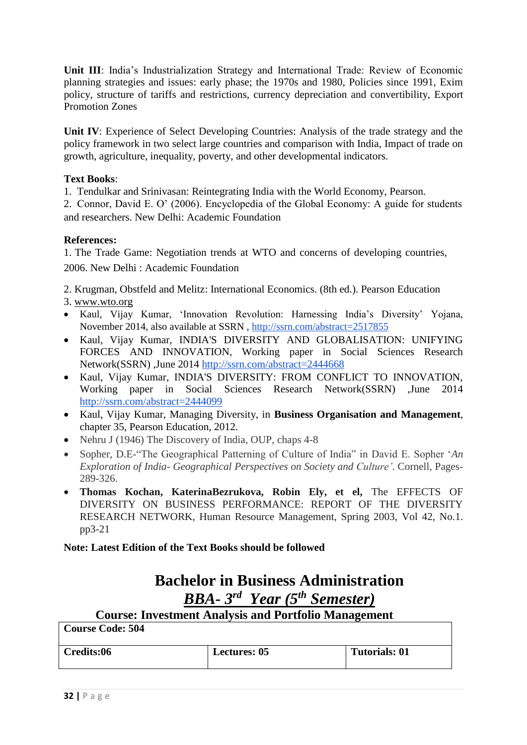**Unit III**: India's Industrialization Strategy and International Trade: Review of Economic planning strategies and issues: early phase; the 1970s and 1980, Policies since 1991, Exim policy, structure of tariffs and restrictions, currency depreciation and convertibility, Export Promotion Zones

**Unit IV**: Experience of Select Developing Countries: Analysis of the trade strategy and the policy framework in two select large countries and comparison with India, Impact of trade on growth, agriculture, inequality, poverty, and other developmental indicators.

**Text Books**:

1. Tendulkar and Srinivasan: Reintegrating India with the World Economy, Pearson.
2. Connor, David E. O' (2006). Encyclopedia of the Global Economy: A guide for students and researchers. New Delhi: Academic Foundation

**References:**

1. The Trade Game: Negotiation trends at WTO and concerns of developing countries, 2006. New Delhi : Academic Foundation
2. Krugman, Obstfeld and Melitz: International Economics. (8th ed.). Pearson Education
3. www.wto.org

- Kaul, Vijay Kumar, 'Innovation Revolution: Harnessing India's Diversity' Yojana, November 2014, also available at SSRN , http://ssrn.com/abstract=2517855
- Kaul, Vijay Kumar, INDIA'S DIVERSITY AND GLOBALISATION: UNIFYING FORCES AND INNOVATION, Working paper in Social Sciences Research Network(SSRN) ,June 2014 http://ssrn.com/abstract=2444668
- Kaul, Vijay Kumar, INDIA'S DIVERSITY: FROM CONFLICT TO INNOVATION, Working paper in Social Sciences Research Network(SSRN) ,June 2014 http://ssrn.com/abstract=2444099
- Kaul, Vijay Kumar, Managing Diversity, in **Business Organisation and Management**, chapter 35, Pearson Education, 2012.
- Nehru J (1946) The Discovery of India, OUP, chaps 4-8
- Sopher, D.E-"The Geographical Patterning of Culture of India" in David E. Sopher '*An Exploration of India- Geographical Perspectives on Society and Culture'*. Cornell, Pages- 289-326.
- **Thomas Kochan, KaterinaBezrukova, Robin Ely, et el,** The EFFECTS OF DIVERSITY ON BUSINESS PERFORMANCE: REPORT OF THE DIVERSITY RESEARCH NETWORK, Human Resource Management, Spring 2003, Vol 42, No.1. pp3-21

**Note: Latest Edition of the Text Books should be followed**

# Bachelor in Business Administration

## *BBA- 3rd Year (5th Semester)*

### Course: Investment Analysis and Portfolio Management

| **Course Code: 504** | | |
|---|---|---|
| **Credits:06** | **Lectures: 05** | **Tutorials: 01** |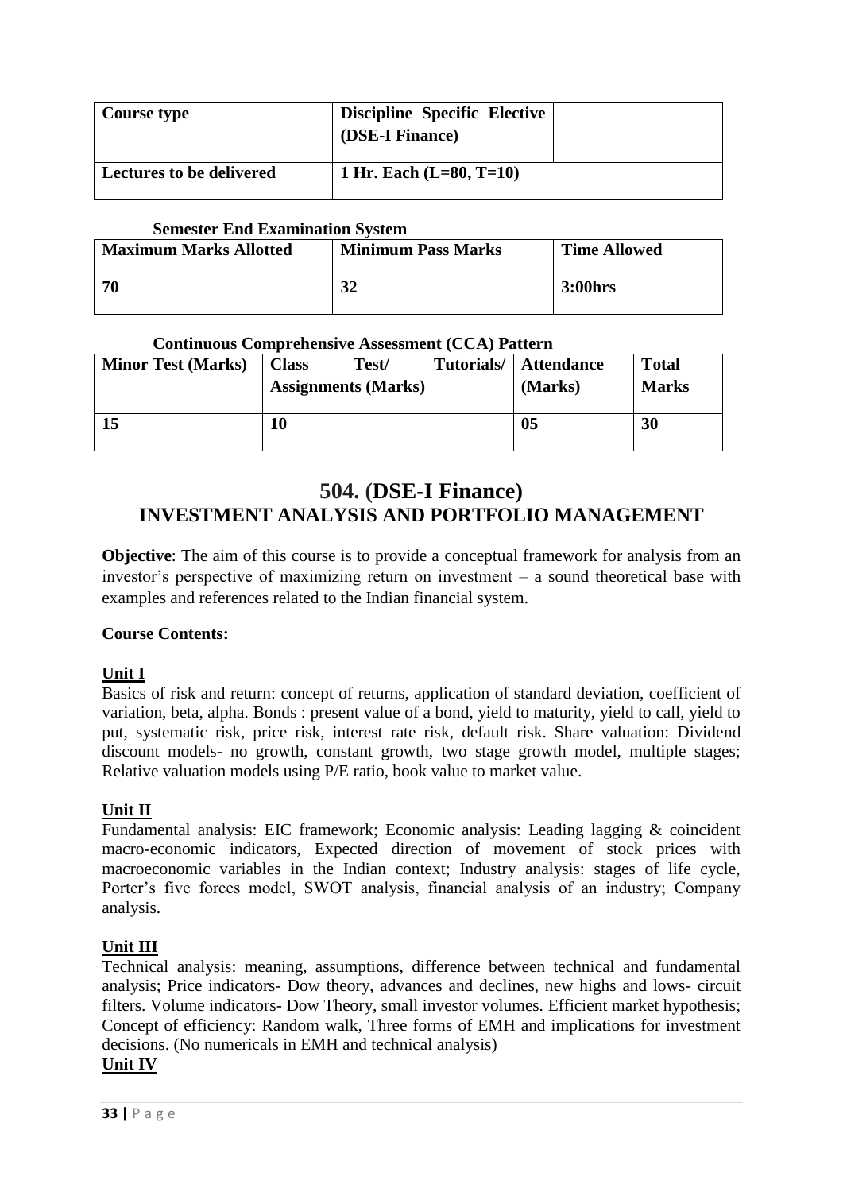| Course type | Discipline Specific Elective (DSE-I Finance) | |
|---|---|---|
| Lectures to be delivered | 1 Hr. Each (L=80, T=10) | |

**Semester End Examination System**

| Maximum Marks Allotted | Minimum Pass Marks | Time Allowed |
|---|---|---|
| 70 | 32 | 3:00hrs |

**Continuous Comprehensive Assessment (CCA) Pattern**

| Minor Test (Marks) | Class Test/ Tutorials/ Assignments (Marks) | Attendance (Marks) | Total Marks |
|---|---|---|---|
| 15 | 10 | 05 | 30 |

# 504. (DSE-I Finance)
## INVESTMENT ANALYSIS AND PORTFOLIO MANAGEMENT

**Objective**: The aim of this course is to provide a conceptual framework for analysis from an investor's perspective of maximizing return on investment – a sound theoretical base with examples and references related to the Indian financial system.

**Course Contents:**

**Unit I**

Basics of risk and return: concept of returns, application of standard deviation, coefficient of variation, beta, alpha. Bonds : present value of a bond, yield to maturity, yield to call, yield to put, systematic risk, price risk, interest rate risk, default risk. Share valuation: Dividend discount models- no growth, constant growth, two stage growth model, multiple stages; Relative valuation models using P/E ratio, book value to market value.

**Unit II**

Fundamental analysis: EIC framework; Economic analysis: Leading lagging & coincident macro-economic indicators, Expected direction of movement of stock prices with macroeconomic variables in the Indian context; Industry analysis: stages of life cycle, Porter's five forces model, SWOT analysis, financial analysis of an industry; Company analysis.

**Unit III**

Technical analysis: meaning, assumptions, difference between technical and fundamental analysis; Price indicators- Dow theory, advances and declines, new highs and lows- circuit filters. Volume indicators- Dow Theory, small investor volumes. Efficient market hypothesis; Concept of efficiency: Random walk, Three forms of EMH and implications for investment decisions. (No numericals in EMH and technical analysis)

**Unit IV**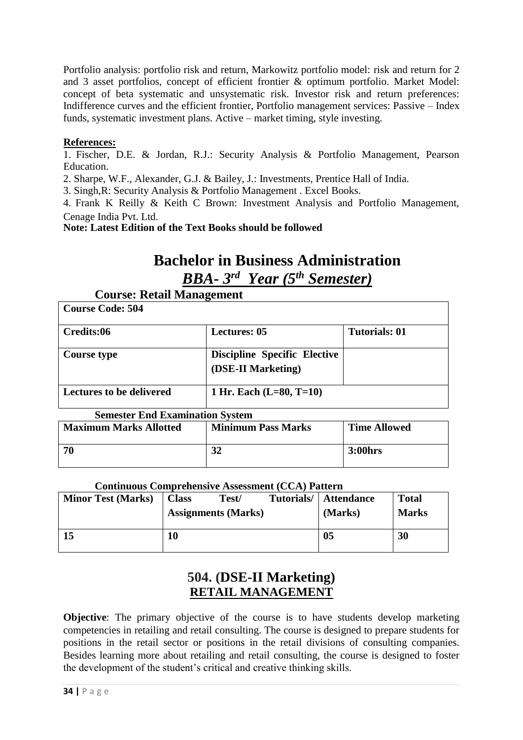Portfolio analysis: portfolio risk and return, Markowitz portfolio model: risk and return for 2 and 3 asset portfolios, concept of efficient frontier & optimum portfolio. Market Model: concept of beta systematic and unsystematic risk. Investor risk and return preferences: Indifference curves and the efficient frontier, Portfolio management services: Passive – Index funds, systematic investment plans. Active – market timing, style investing.

**References:**

1. Fischer, D.E. & Jordan, R.J.: Security Analysis & Portfolio Management, Pearson Education.
2. Sharpe, W.F., Alexander, G.J. & Bailey, J.: Investments, Prentice Hall of India.
3. Singh,R: Security Analysis & Portfolio Management . Excel Books.
4. Frank K Reilly & Keith C Brown: Investment Analysis and Portfolio Management, Cenage India Pvt. Ltd.

**Note: Latest Edition of the Text Books should be followed**

# Bachelor in Business Administration

## *BBA- 3rd Year (5th Semester)*

### Course: Retail Management

| **Course Code: 504** | | |
|---|---|---|
| **Credits:06** | **Lectures: 05** | **Tutorials: 01** |
| **Course type** | **Discipline Specific Elective (DSE-II Marketing)** | |
| **Lectures to be delivered** | **1 Hr. Each (L=80, T=10)** | |

**Semester End Examination System**

| **Maximum Marks Allotted** | **Minimum Pass Marks** | **Time Allowed** |
|---|---|---|
| **70** | **32** | **3:00hrs** |

**Continuous Comprehensive Assessment (CCA) Pattern**

| **Minor Test (Marks)** | **Class Test/ Tutorials/ Assignments (Marks)** | **Attendance (Marks)** | **Total Marks** |
|---|---|---|---|
| **15** | **10** | **05** | **30** |

## 504. (DSE-II Marketing)
## RETAIL MANAGEMENT

**Objective**: The primary objective of the course is to have students develop marketing competencies in retailing and retail consulting. The course is designed to prepare students for positions in the retail sector or positions in the retail divisions of consulting companies. Besides learning more about retailing and retail consulting, the course is designed to foster the development of the student's critical and creative thinking skills.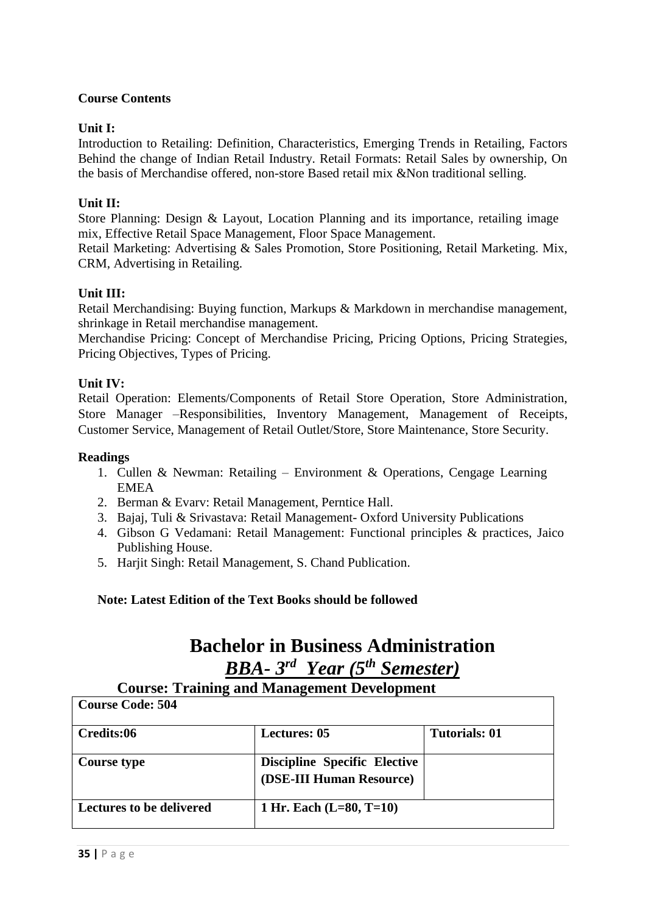**Course Contents**

**Unit I:**

Introduction to Retailing: Definition, Characteristics, Emerging Trends in Retailing, Factors Behind the change of Indian Retail Industry. Retail Formats: Retail Sales by ownership, On the basis of Merchandise offered, non-store Based retail mix &Non traditional selling.

**Unit II:**

Store Planning: Design & Layout, Location Planning and its importance, retailing image mix, Effective Retail Space Management, Floor Space Management.

Retail Marketing: Advertising & Sales Promotion, Store Positioning, Retail Marketing. Mix, CRM, Advertising in Retailing.

**Unit III:**

Retail Merchandising: Buying function, Markups & Markdown in merchandise management, shrinkage in Retail merchandise management.

Merchandise Pricing: Concept of Merchandise Pricing, Pricing Options, Pricing Strategies, Pricing Objectives, Types of Pricing.

**Unit IV:**

Retail Operation: Elements/Components of Retail Store Operation, Store Administration, Store Manager –Responsibilities, Inventory Management, Management of Receipts, Customer Service, Management of Retail Outlet/Store, Store Maintenance, Store Security.

**Readings**

1. Cullen & Newman: Retailing – Environment & Operations, Cengage Learning EMEA
2. Berman & Evarv: Retail Management, Perntice Hall.
3. Bajaj, Tuli & Srivastava: Retail Management- Oxford University Publications
4. Gibson G Vedamani: Retail Management: Functional principles & practices, Jaico Publishing House.
5. Harjit Singh: Retail Management, S. Chand Publication.

**Note: Latest Edition of the Text Books should be followed**

# Bachelor in Business Administration

## ***BBA- 3rd Year (5th Semester)***

### Course: Training and Management Development

| **Course Code: 504** | | |
|---|---|---|
| **Credits:06** | **Lectures: 05** | **Tutorials: 01** |
| **Course type** | **Discipline Specific Elective (DSE-III Human Resource)** | |
| **Lectures to be delivered** | **1 Hr. Each (L=80, T=10)** | |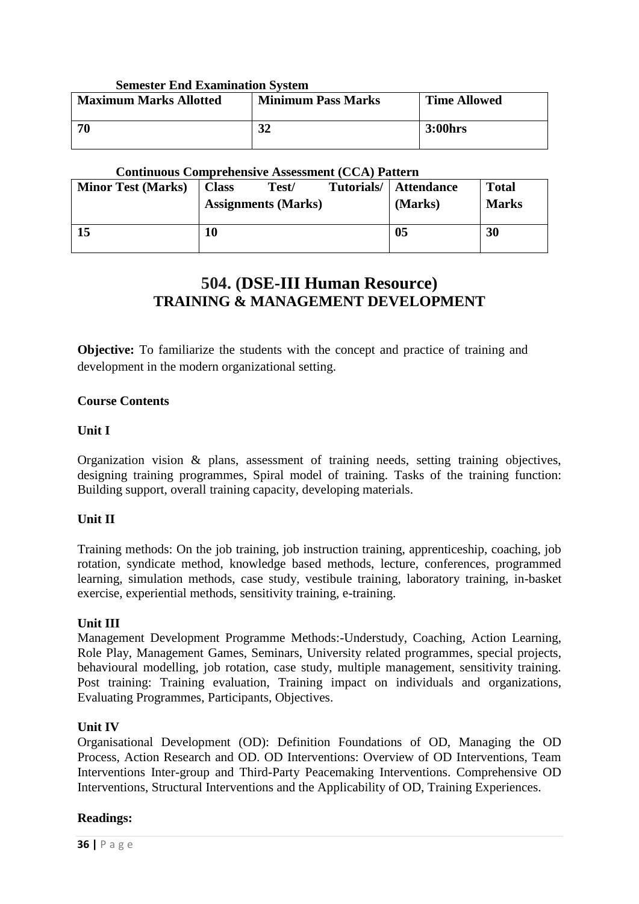**Semester End Examination System**

| Maximum Marks Allotted | Minimum Pass Marks | Time Allowed |
|---|---|---|
| 70 | 32 | 3:00hrs |

**Continuous Comprehensive Assessment (CCA) Pattern**

| Minor Test (Marks) | Class Test/ Tutorials/ Assignments (Marks) | Attendance (Marks) | Total Marks |
|---|---|---|---|
| 15 | 10 | 05 | 30 |

## 504. (DSE-III Human Resource)
## TRAINING & MANAGEMENT DEVELOPMENT

**Objective:** To familiarize the students with the concept and practice of training and development in the modern organizational setting.

**Course Contents**

**Unit I**

Organization vision & plans, assessment of training needs, setting training objectives, designing training programmes, Spiral model of training. Tasks of the training function: Building support, overall training capacity, developing materials.

**Unit II**

Training methods: On the job training, job instruction training, apprenticeship, coaching, job rotation, syndicate method, knowledge based methods, lecture, conferences, programmed learning, simulation methods, case study, vestibule training, laboratory training, in-basket exercise, experiential methods, sensitivity training, e-training.

**Unit III**

Management Development Programme Methods:-Understudy, Coaching, Action Learning, Role Play, Management Games, Seminars, University related programmes, special projects, behavioural modelling, job rotation, case study, multiple management, sensitivity training. Post training: Training evaluation, Training impact on individuals and organizations, Evaluating Programmes, Participants, Objectives.

**Unit IV**

Organisational Development (OD): Definition Foundations of OD, Managing the OD Process, Action Research and OD. OD Interventions: Overview of OD Interventions, Team Interventions Inter-group and Third-Party Peacemaking Interventions. Comprehensive OD Interventions, Structural Interventions and the Applicability of OD, Training Experiences.

**Readings:**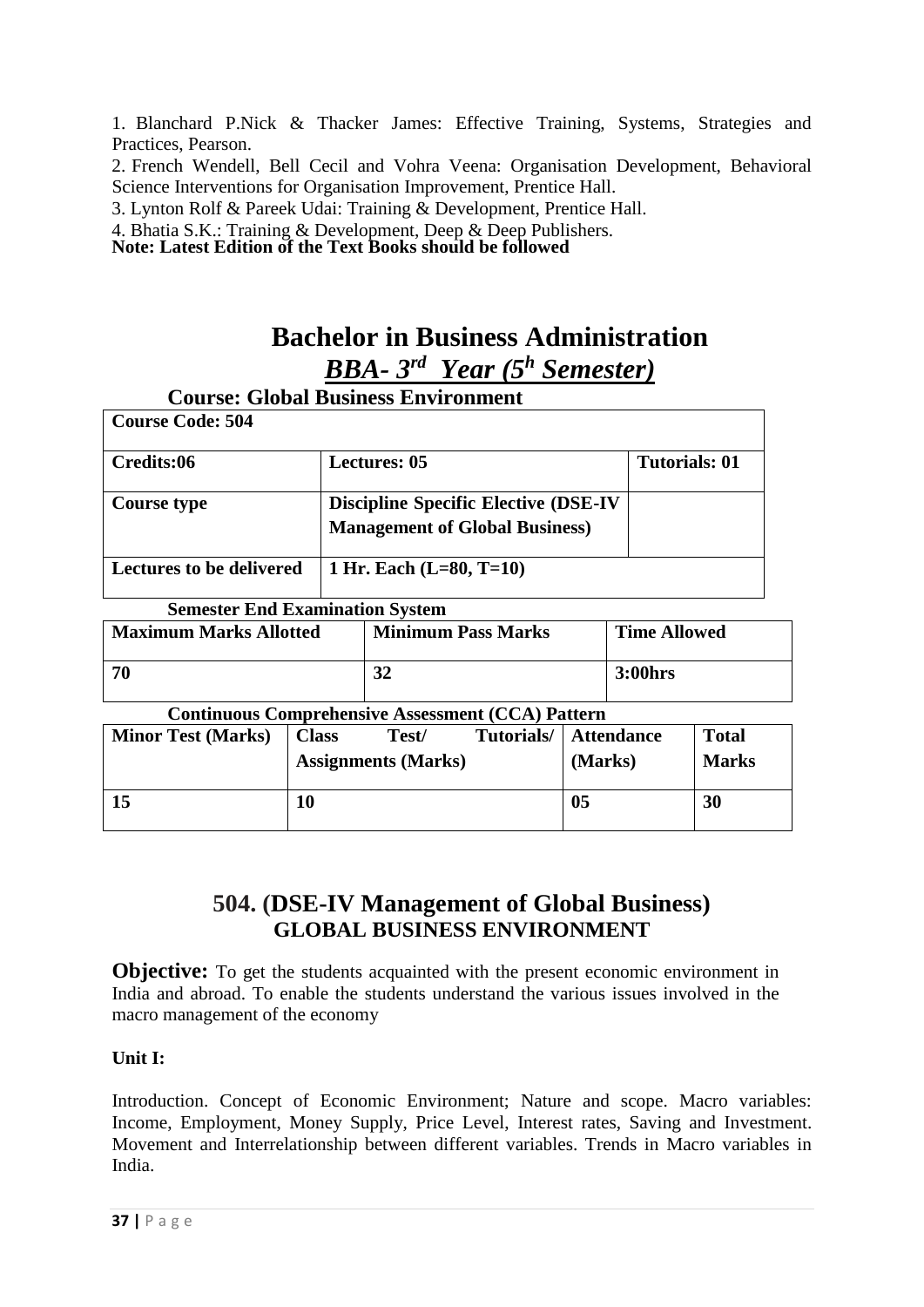1. Blanchard P.Nick & Thacker James: Effective Training, Systems, Strategies and Practices, Pearson.
2. French Wendell, Bell Cecil and Vohra Veena: Organisation Development, Behavioral Science Interventions for Organisation Improvement, Prentice Hall.
3. Lynton Rolf & Pareek Udai: Training & Development, Prentice Hall.
4. Bhatia S.K.: Training & Development, Deep & Deep Publishers.

**Note: Latest Edition of the Text Books should be followed**

# Bachelor in Business Administration

## ***BBA- 3rd Year (5h Semester)***

### Course: Global Business Environment

| Course Code: 504 | | |
|---|---|---|
| **Credits:06** | **Lectures: 05** | **Tutorials: 01** |
| **Course type** | **Discipline Specific Elective (DSE-IV Management of Global Business)** | |
| **Lectures to be delivered** | **1 Hr. Each (L=80, T=10)** | |

**Semester End Examination System**

| Maximum Marks Allotted | Minimum Pass Marks | Time Allowed |
|---|---|---|
| **70** | **32** | **3:00hrs** |

**Continuous Comprehensive Assessment (CCA) Pattern**

| Minor Test (Marks) | Class Test/ Tutorials/ Assignments (Marks) | Attendance (Marks) | Total Marks |
|---|---|---|---|
| **15** | **10** | **05** | **30** |

## 504. (DSE-IV Management of Global Business)
## GLOBAL BUSINESS ENVIRONMENT

**Objective:** To get the students acquainted with the present economic environment in India and abroad. To enable the students understand the various issues involved in the macro management of the economy

**Unit I:**

Introduction. Concept of Economic Environment; Nature and scope. Macro variables: Income, Employment, Money Supply, Price Level, Interest rates, Saving and Investment. Movement and Interrelationship between different variables. Trends in Macro variables in India.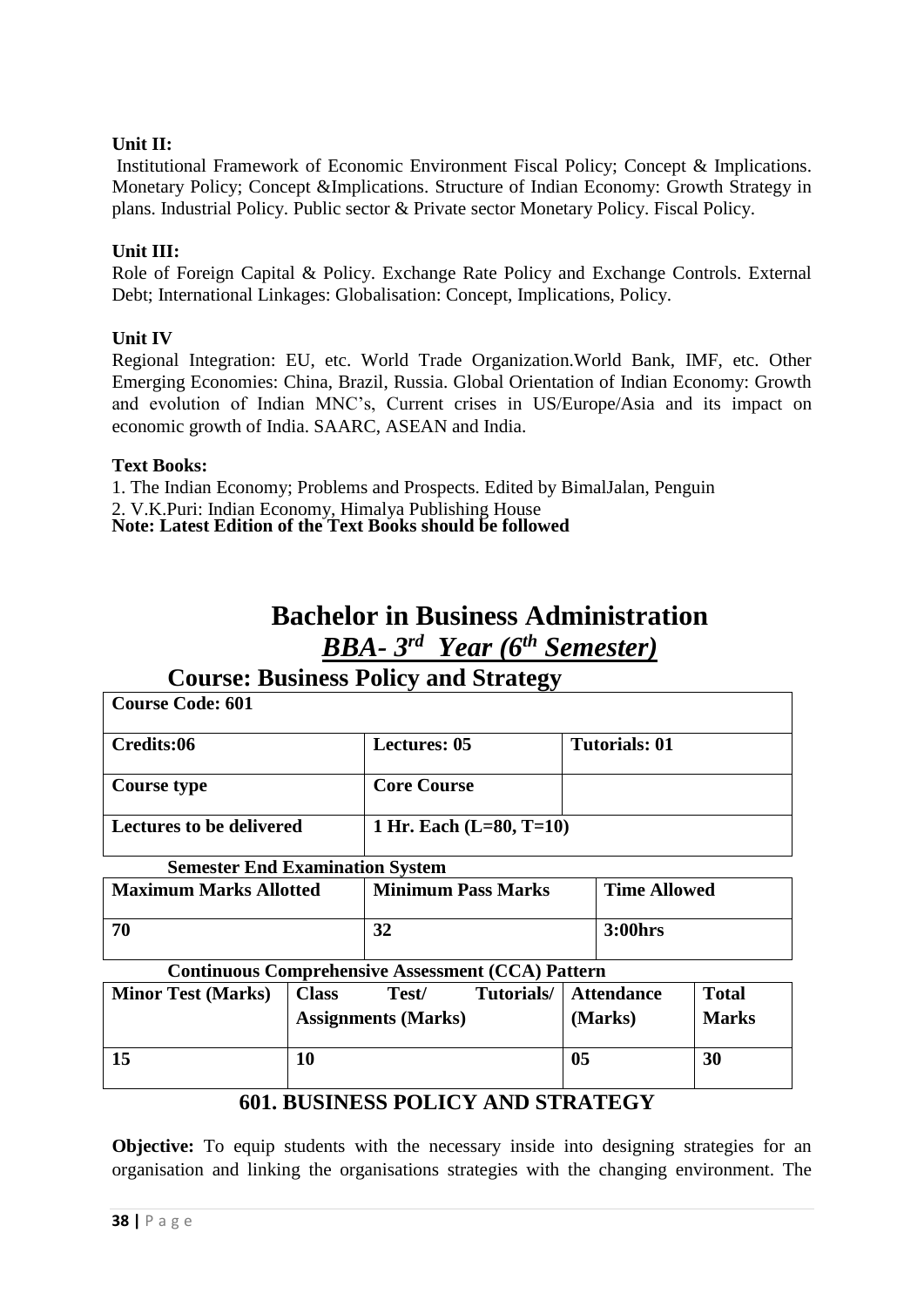**Unit II:**

Institutional Framework of Economic Environment Fiscal Policy; Concept & Implications. Monetary Policy; Concept &Implications. Structure of Indian Economy: Growth Strategy in plans. Industrial Policy. Public sector & Private sector Monetary Policy. Fiscal Policy.

**Unit III:**

Role of Foreign Capital & Policy. Exchange Rate Policy and Exchange Controls. External Debt; International Linkages: Globalisation: Concept, Implications, Policy.

**Unit IV**

Regional Integration: EU, etc. World Trade Organization.World Bank, IMF, etc. Other Emerging Economies: China, Brazil, Russia. Global Orientation of Indian Economy: Growth and evolution of Indian MNC's, Current crises in US/Europe/Asia and its impact on economic growth of India. SAARC, ASEAN and India.

**Text Books:**

1. The Indian Economy; Problems and Prospects. Edited by BimalJalan, Penguin
2. V.K.Puri: Indian Economy, Himalya Publishing House

**Note: Latest Edition of the Text Books should be followed**

# Bachelor in Business Administration

## *BBA- 3rd Year (6th Semester)*

## Course: Business Policy and Strategy

| **Course Code: 601** | | |
|---|---|---|
| **Credits:06** | **Lectures: 05** | **Tutorials: 01** |
| **Course type** | **Core Course** | |
| **Lectures to be delivered** | **1 Hr. Each (L=80, T=10)** | |

**Semester End Examination System**

| **Maximum Marks Allotted** | **Minimum Pass Marks** | **Time Allowed** |
|---|---|---|
| **70** | **32** | **3:00hrs** |

**Continuous Comprehensive Assessment (CCA) Pattern**

| **Minor Test (Marks)** | **Class Test/ Tutorials/ Assignments (Marks)** | **Attendance (Marks)** | **Total Marks** |
|---|---|---|---|
| **15** | **10** | **05** | **30** |

### 601. BUSINESS POLICY AND STRATEGY

**Objective:** To equip students with the necessary inside into designing strategies for an organisation and linking the organisations strategies with the changing environment. The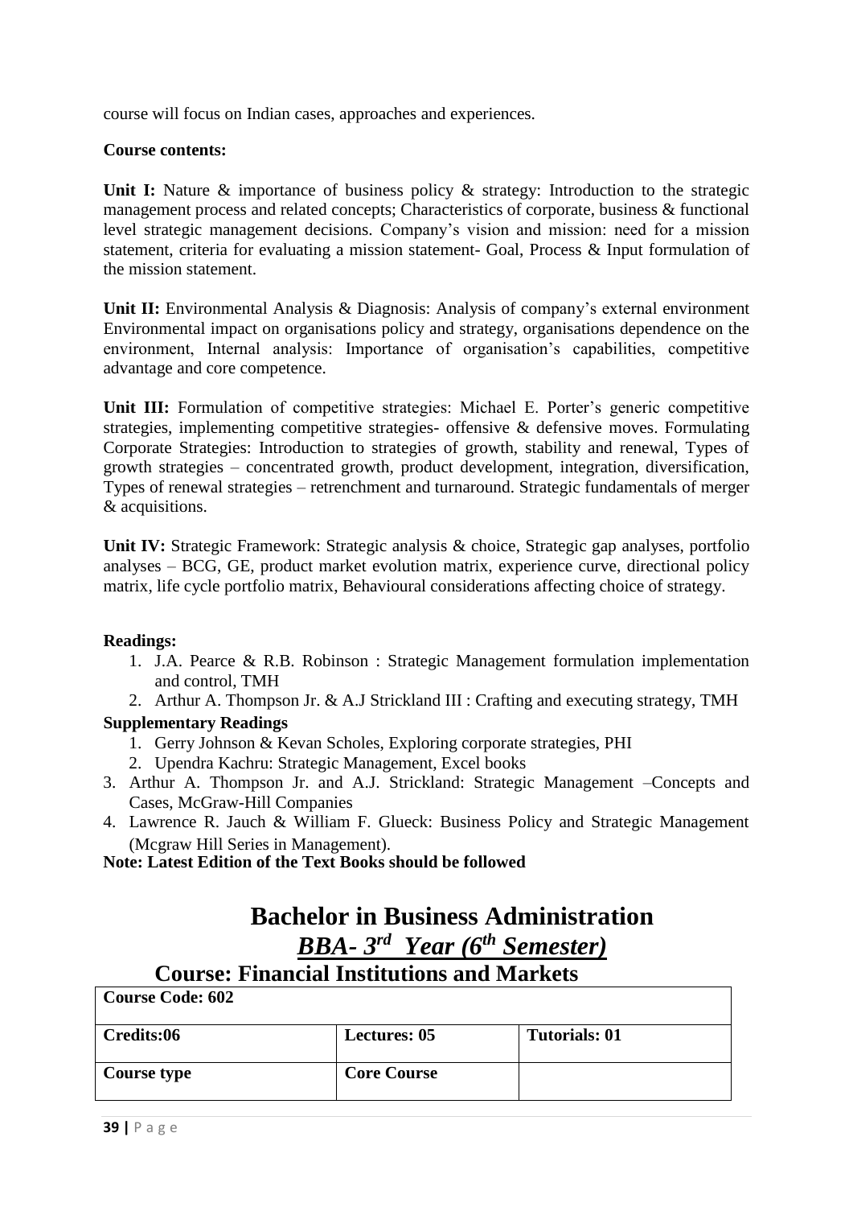course will focus on Indian cases, approaches and experiences.

**Course contents:**

**Unit I:** Nature & importance of business policy & strategy: Introduction to the strategic management process and related concepts; Characteristics of corporate, business & functional level strategic management decisions. Company's vision and mission: need for a mission statement, criteria for evaluating a mission statement- Goal, Process & Input formulation of the mission statement.

**Unit II:** Environmental Analysis & Diagnosis: Analysis of company's external environment Environmental impact on organisations policy and strategy, organisations dependence on the environment, Internal analysis: Importance of organisation's capabilities, competitive advantage and core competence.

**Unit III:** Formulation of competitive strategies: Michael E. Porter's generic competitive strategies, implementing competitive strategies- offensive & defensive moves. Formulating Corporate Strategies: Introduction to strategies of growth, stability and renewal, Types of growth strategies – concentrated growth, product development, integration, diversification, Types of renewal strategies – retrenchment and turnaround. Strategic fundamentals of merger & acquisitions.

**Unit IV:** Strategic Framework: Strategic analysis & choice, Strategic gap analyses, portfolio analyses – BCG, GE, product market evolution matrix, experience curve, directional policy matrix, life cycle portfolio matrix, Behavioural considerations affecting choice of strategy.

**Readings:**

1. J.A. Pearce & R.B. Robinson : Strategic Management formulation implementation and control, TMH
2. Arthur A. Thompson Jr. & A.J Strickland III : Crafting and executing strategy, TMH

**Supplementary Readings**

1. Gerry Johnson & Kevan Scholes, Exploring corporate strategies, PHI
2. Upendra Kachru: Strategic Management, Excel books
3. Arthur A. Thompson Jr. and A.J. Strickland: Strategic Management –Concepts and Cases, McGraw-Hill Companies
4. Lawrence R. Jauch & William F. Glueck: Business Policy and Strategic Management (Mcgraw Hill Series in Management).

**Note: Latest Edition of the Text Books should be followed**

# Bachelor in Business Administration

## *BBA- 3rd Year (6th Semester)*

## Course: Financial Institutions and Markets

| **Course Code: 602** | | |
|---|---|---|
| **Credits:06** | **Lectures: 05** | **Tutorials: 01** |
| **Course type** | **Core Course** | |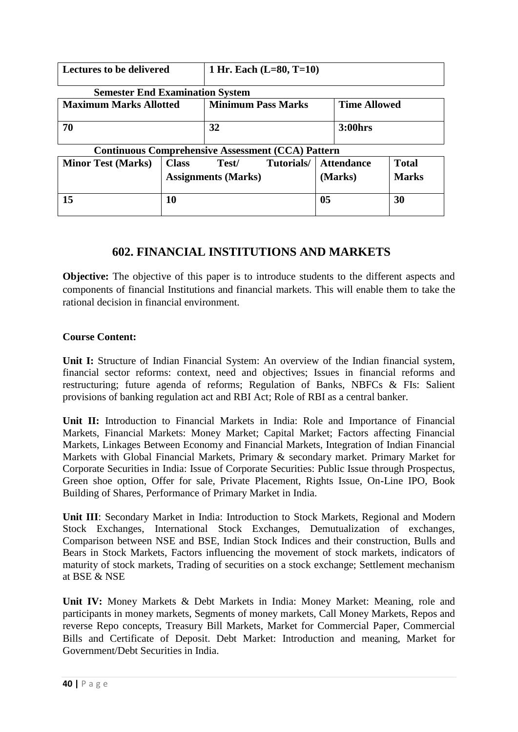| Lectures to be delivered | 1 Hr. Each (L=80, T=10) |
|---|---|

**Semester End Examination System**

| Maximum Marks Allotted | Minimum Pass Marks | Time Allowed |
|---|---|---|
| 70 | 32 | 3:00hrs |

**Continuous Comprehensive Assessment (CCA) Pattern**

| Minor Test (Marks) | Class Test/ Tutorials/ Assignments (Marks) | Attendance (Marks) | Total Marks |
|---|---|---|---|
| 15 | 10 | 05 | 30 |

## 602. FINANCIAL INSTITUTIONS AND MARKETS

**Objective:** The objective of this paper is to introduce students to the different aspects and components of financial Institutions and financial markets. This will enable them to take the rational decision in financial environment.

**Course Content:**

**Unit I:** Structure of Indian Financial System: An overview of the Indian financial system, financial sector reforms: context, need and objectives; Issues in financial reforms and restructuring; future agenda of reforms; Regulation of Banks, NBFCs & FIs: Salient provisions of banking regulation act and RBI Act; Role of RBI as a central banker.

**Unit II:** Introduction to Financial Markets in India: Role and Importance of Financial Markets, Financial Markets: Money Market; Capital Market; Factors affecting Financial Markets, Linkages Between Economy and Financial Markets, Integration of Indian Financial Markets with Global Financial Markets, Primary & secondary market. Primary Market for Corporate Securities in India: Issue of Corporate Securities: Public Issue through Prospectus, Green shoe option, Offer for sale, Private Placement, Rights Issue, On-Line IPO, Book Building of Shares, Performance of Primary Market in India.

**Unit III**: Secondary Market in India: Introduction to Stock Markets, Regional and Modern Stock Exchanges, International Stock Exchanges, Demutualization of exchanges, Comparison between NSE and BSE, Indian Stock Indices and their construction, Bulls and Bears in Stock Markets, Factors influencing the movement of stock markets, indicators of maturity of stock markets, Trading of securities on a stock exchange; Settlement mechanism at BSE & NSE

**Unit IV:** Money Markets & Debt Markets in India: Money Market: Meaning, role and participants in money markets, Segments of money markets, Call Money Markets, Repos and reverse Repo concepts, Treasury Bill Markets, Market for Commercial Paper, Commercial Bills and Certificate of Deposit. Debt Market: Introduction and meaning, Market for Government/Debt Securities in India.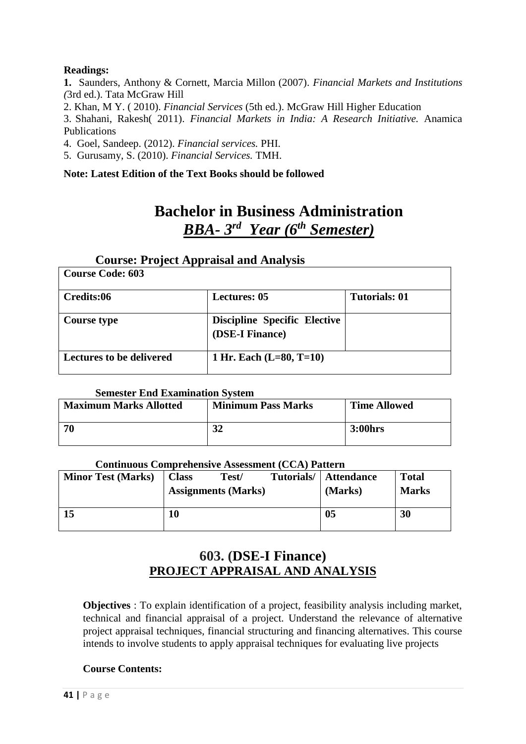**Readings:**

**1.** Saunders, Anthony & Cornett, Marcia Millon (2007). *Financial Markets and Institutions (*3rd ed.). Tata McGraw Hill

2. Khan, M Y. ( 2010). *Financial Services* (5th ed.). McGraw Hill Higher Education

3. Shahani, Rakesh( 2011). *Financial Markets in India: A Research Initiative.* Anamica Publications

4. Goel, Sandeep. (2012). *Financial services.* PHI.

5. Gurusamy, S. (2010). *Financial Services.* TMH.

**Note: Latest Edition of the Text Books should be followed**

# Bachelor in Business Administration

## *BBA- 3rd Year (6th Semester)*

### Course: Project Appraisal and Analysis

| **Course Code: 603** | | |
|---|---|---|
| **Credits:06** | **Lectures: 05** | **Tutorials: 01** |
| **Course type** | **Discipline Specific Elective (DSE-I Finance)** | |
| **Lectures to be delivered** | **1 Hr. Each (L=80, T=10)** | |

**Semester End Examination System**

| **Maximum Marks Allotted** | **Minimum Pass Marks** | **Time Allowed** |
|---|---|---|
| **70** | **32** | **3:00hrs** |

**Continuous Comprehensive Assessment (CCA) Pattern**

| **Minor Test (Marks)** | **Class Test/ Tutorials/ Assignments (Marks)** | **Attendance (Marks)** | **Total Marks** |
|---|---|---|---|
| **15** | **10** | **05** | **30** |

## 603. (DSE-I Finance)
## PROJECT APPRAISAL AND ANALYSIS

**Objectives** : To explain identification of a project, feasibility analysis including market, technical and financial appraisal of a project. Understand the relevance of alternative project appraisal techniques, financial structuring and financing alternatives. This course intends to involve students to apply appraisal techniques for evaluating live projects

**Course Contents:**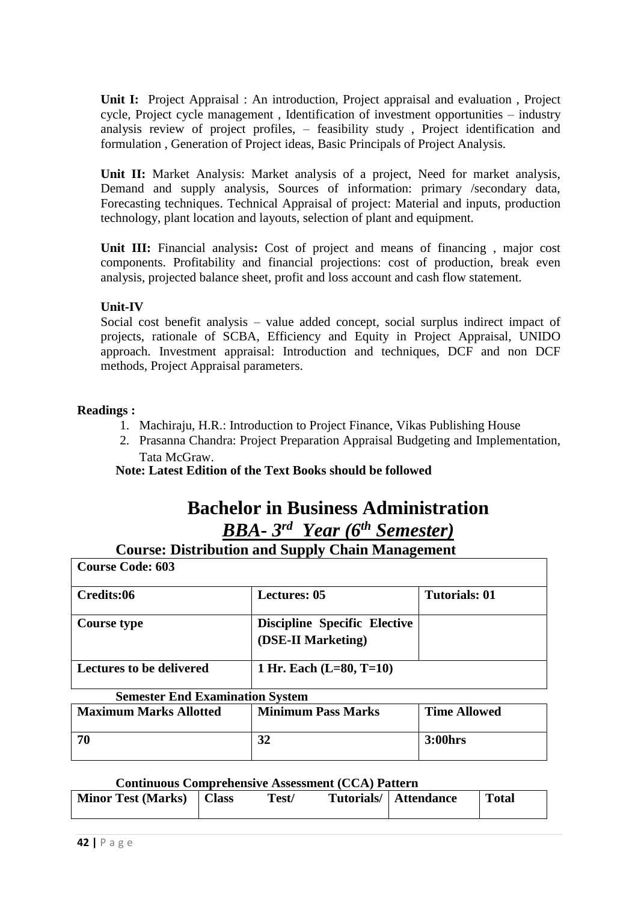**Unit I:** Project Appraisal : An introduction, Project appraisal and evaluation , Project cycle, Project cycle management , Identification of investment opportunities – industry analysis review of project profiles, – feasibility study , Project identification and formulation , Generation of Project ideas, Basic Principals of Project Analysis.

**Unit II:** Market Analysis: Market analysis of a project, Need for market analysis, Demand and supply analysis, Sources of information: primary /secondary data, Forecasting techniques. Technical Appraisal of project: Material and inputs, production technology, plant location and layouts, selection of plant and equipment.

**Unit III:** Financial analysis**:** Cost of project and means of financing , major cost components. Profitability and financial projections: cost of production, break even analysis, projected balance sheet, profit and loss account and cash flow statement.

**Unit-IV**

Social cost benefit analysis – value added concept, social surplus indirect impact of projects, rationale of SCBA, Efficiency and Equity in Project Appraisal, UNIDO approach. Investment appraisal: Introduction and techniques, DCF and non DCF methods, Project Appraisal parameters.

**Readings :**

1. Machiraju, H.R.: Introduction to Project Finance, Vikas Publishing House
2. Prasanna Chandra: Project Preparation Appraisal Budgeting and Implementation, Tata McGraw.

**Note: Latest Edition of the Text Books should be followed**

# Bachelor in Business Administration

## *BBA- 3rd Year (6th Semester)*

### Course: Distribution and Supply Chain Management

| **Course Code: 603** | | |
|---|---|---|
| **Credits:06** | **Lectures: 05** | **Tutorials: 01** |
| **Course type** | **Discipline Specific Elective (DSE-II Marketing)** | |
| **Lectures to be delivered** | **1 Hr. Each (L=80, T=10)** | |

**Semester End Examination System**

| **Maximum Marks Allotted** | **Minimum Pass Marks** | **Time Allowed** |
|---|---|---|
| **70** | **32** | **3:00hrs** |

**Continuous Comprehensive Assessment (CCA) Pattern**

| **Minor Test (Marks)** | **Class Test/ Tutorials/** | **Attendance** | **Total** |
|---|---|---|---|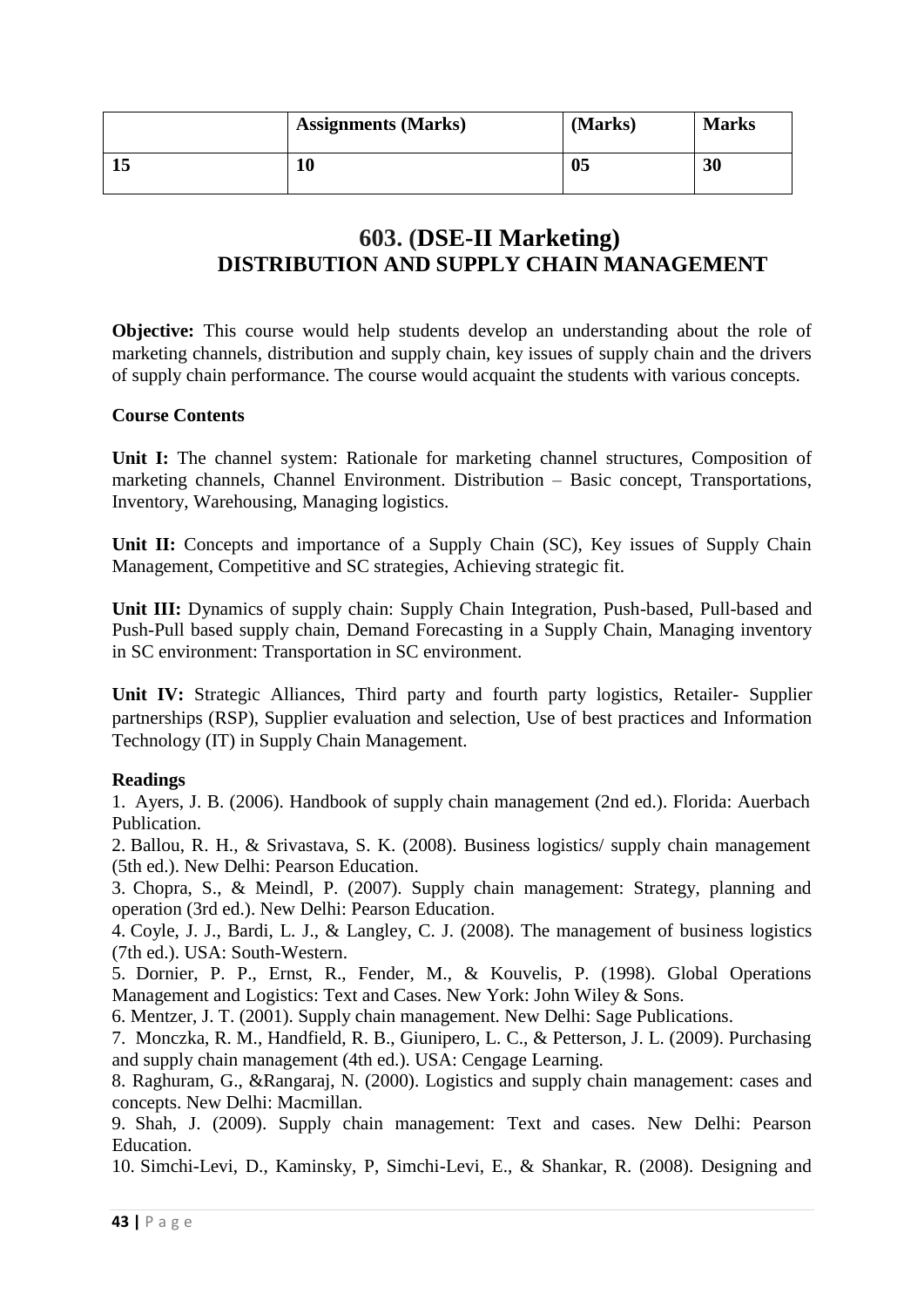| | Assignments (Marks) | (Marks) | Marks |
|---|---|---|---|
| 15 | 10 | 05 | 30 |

# 603. (DSE-II Marketing)
## DISTRIBUTION AND SUPPLY CHAIN MANAGEMENT

**Objective:** This course would help students develop an understanding about the role of marketing channels, distribution and supply chain, key issues of supply chain and the drivers of supply chain performance. The course would acquaint the students with various concepts.

**Course Contents**

**Unit I:** The channel system: Rationale for marketing channel structures, Composition of marketing channels, Channel Environment. Distribution – Basic concept, Transportations, Inventory, Warehousing, Managing logistics.

**Unit II:** Concepts and importance of a Supply Chain (SC), Key issues of Supply Chain Management, Competitive and SC strategies, Achieving strategic fit.

**Unit III:** Dynamics of supply chain: Supply Chain Integration, Push-based, Pull-based and Push-Pull based supply chain, Demand Forecasting in a Supply Chain, Managing inventory in SC environment: Transportation in SC environment.

**Unit IV:** Strategic Alliances, Third party and fourth party logistics, Retailer- Supplier partnerships (RSP), Supplier evaluation and selection, Use of best practices and Information Technology (IT) in Supply Chain Management.

**Readings**

1. Ayers, J. B. (2006). Handbook of supply chain management (2nd ed.). Florida: Auerbach Publication.
2. Ballou, R. H., & Srivastava, S. K. (2008). Business logistics/ supply chain management (5th ed.). New Delhi: Pearson Education.
3. Chopra, S., & Meindl, P. (2007). Supply chain management: Strategy, planning and operation (3rd ed.). New Delhi: Pearson Education.
4. Coyle, J. J., Bardi, L. J., & Langley, C. J. (2008). The management of business logistics (7th ed.). USA: South-Western.
5. Dornier, P. P., Ernst, R., Fender, M., & Kouvelis, P. (1998). Global Operations Management and Logistics: Text and Cases. New York: John Wiley & Sons.
6. Mentzer, J. T. (2001). Supply chain management. New Delhi: Sage Publications.
7. Monczka, R. M., Handfield, R. B., Giunipero, L. C., & Petterson, J. L. (2009). Purchasing and supply chain management (4th ed.). USA: Cengage Learning.
8. Raghuram, G., &Rangaraj, N. (2000). Logistics and supply chain management: cases and concepts. New Delhi: Macmillan.
9. Shah, J. (2009). Supply chain management: Text and cases. New Delhi: Pearson Education.
10. Simchi-Levi, D., Kaminsky, P, Simchi-Levi, E., & Shankar, R. (2008). Designing and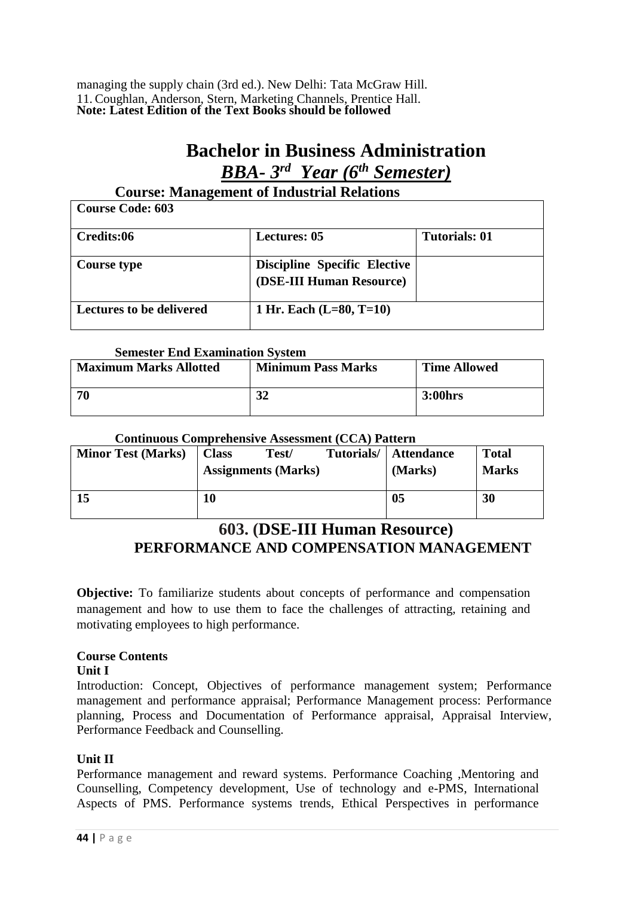managing the supply chain (3rd ed.). New Delhi: Tata McGraw Hill.

11. Coughlan, Anderson, Stern, Marketing Channels, Prentice Hall.

**Note: Latest Edition of the Text Books should be followed**

# Bachelor in Business Administration

## *BBA- 3rd Year (6th Semester)*

### Course: Management of Industrial Relations

| **Course Code: 603** | | |
|---|---|---|
| **Credits:06** | **Lectures: 05** | **Tutorials: 01** |
| **Course type** | **Discipline Specific Elective (DSE-III Human Resource)** | |
| **Lectures to be delivered** | **1 Hr. Each (L=80, T=10)** | |

**Semester End Examination System**

| **Maximum Marks Allotted** | **Minimum Pass Marks** | **Time Allowed** |
|---|---|---|
| **70** | **32** | **3:00hrs** |

**Continuous Comprehensive Assessment (CCA) Pattern**

| **Minor Test (Marks)** | **Class Test/ Tutorials/ Assignments (Marks)** | **Attendance (Marks)** | **Total Marks** |
|---|---|---|---|
| **15** | **10** | **05** | **30** |

## 603. (DSE-III Human Resource)
## PERFORMANCE AND COMPENSATION MANAGEMENT

**Objective:** To familiarize students about concepts of performance and compensation management and how to use them to face the challenges of attracting, retaining and motivating employees to high performance.

**Course Contents**

**Unit I**

Introduction: Concept, Objectives of performance management system; Performance management and performance appraisal; Performance Management process: Performance planning, Process and Documentation of Performance appraisal, Appraisal Interview, Performance Feedback and Counselling.

**Unit II**

Performance management and reward systems. Performance Coaching ,Mentoring and Counselling, Competency development, Use of technology and e-PMS, International Aspects of PMS. Performance systems trends, Ethical Perspectives in performance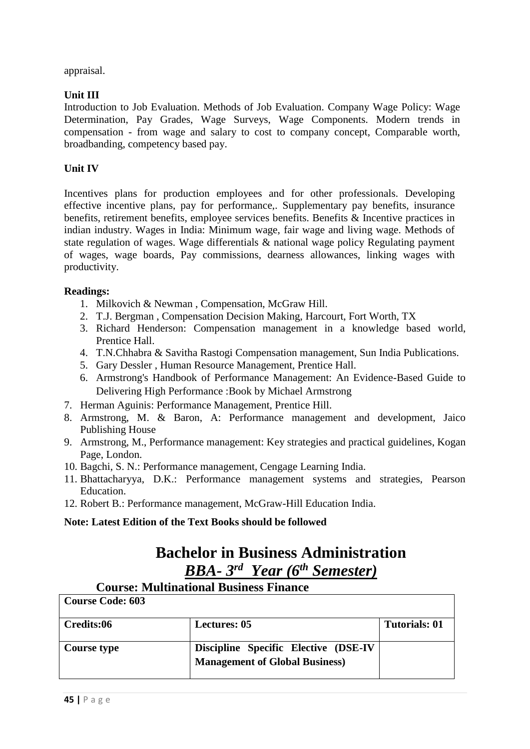appraisal.

**Unit III**

Introduction to Job Evaluation. Methods of Job Evaluation. Company Wage Policy: Wage Determination, Pay Grades, Wage Surveys, Wage Components. Modern trends in compensation - from wage and salary to cost to company concept, Comparable worth, broadbanding, competency based pay.

**Unit IV**

Incentives plans for production employees and for other professionals. Developing effective incentive plans, pay for performance,. Supplementary pay benefits, insurance benefits, retirement benefits, employee services benefits. Benefits & Incentive practices in indian industry. Wages in India: Minimum wage, fair wage and living wage. Methods of state regulation of wages. Wage differentials & national wage policy Regulating payment of wages, wage boards, Pay commissions, dearness allowances, linking wages with productivity.

**Readings:**

1. Milkovich & Newman , Compensation, McGraw Hill.
2. T.J. Bergman , Compensation Decision Making, Harcourt, Fort Worth, TX
3. Richard Henderson: Compensation management in a knowledge based world, Prentice Hall.
4. T.N.Chhabra & Savitha Rastogi Compensation management, Sun India Publications.
5. Gary Dessler , Human Resource Management, Prentice Hall.
6. Armstrong's Handbook of Performance Management: An Evidence-Based Guide to Delivering High Performance :Book by Michael Armstrong
7. Herman Aguinis: Performance Management, Prentice Hill.
8. Armstrong, M. & Baron, A: Performance management and development, Jaico Publishing House
9. Armstrong, M., Performance management: Key strategies and practical guidelines, Kogan Page, London.
10. Bagchi, S. N.: Performance management, Cengage Learning India.
11. Bhattacharyya, D.K.: Performance management systems and strategies, Pearson Education.
12. Robert B.: Performance management, McGraw-Hill Education India.

**Note: Latest Edition of the Text Books should be followed**

# Bachelor in Business Administration

## ***BBA- 3rd Year (6th Semester)***

### Course: Multinational Business Finance

| **Course Code: 603** | | |
|---|---|---|
| **Credits:06** | **Lectures: 05** | **Tutorials: 01** |
| **Course type** | **Discipline Specific Elective (DSE-IV Management of Global Business)** | |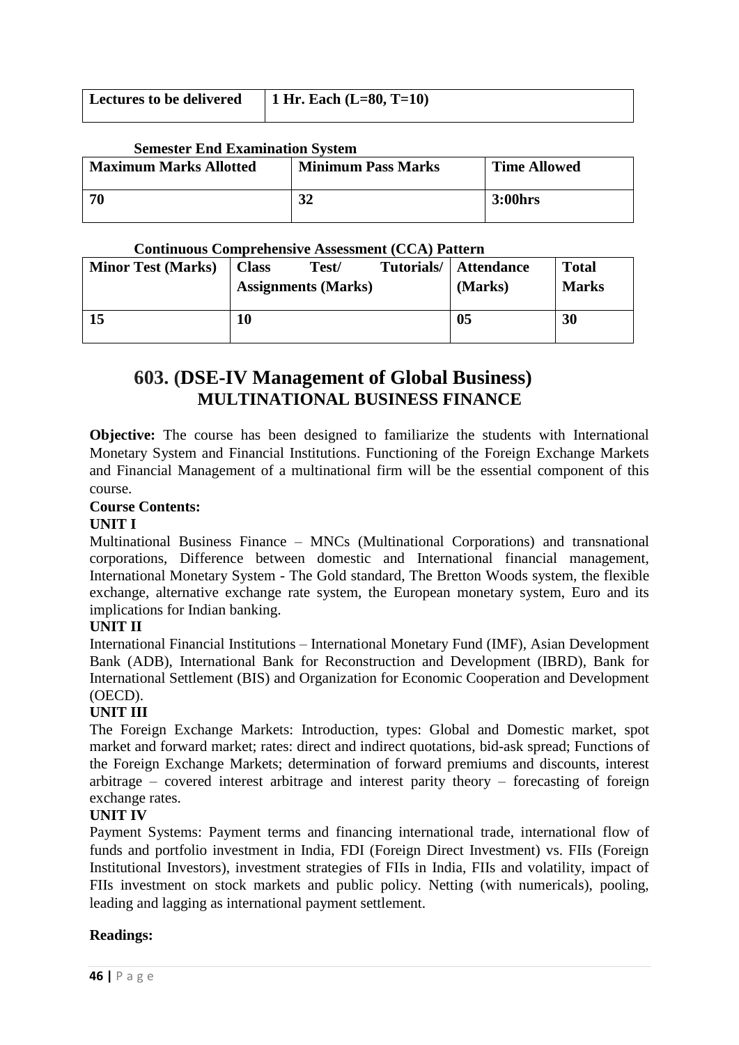| Lectures to be delivered | 1 Hr. Each (L=80, T=10) |
|---|---|

**Semester End Examination System**

| Maximum Marks Allotted | Minimum Pass Marks | Time Allowed |
|---|---|---|
| 70 | 32 | 3:00hrs |

**Continuous Comprehensive Assessment (CCA) Pattern**

| Minor Test (Marks) | Class Test/ Tutorials/ Assignments (Marks) | Attendance (Marks) | Total Marks |
|---|---|---|---|
| 15 | 10 | 05 | 30 |

## 603. (DSE-IV Management of Global Business)
## MULTINATIONAL BUSINESS FINANCE

**Objective:** The course has been designed to familiarize the students with International Monetary System and Financial Institutions. Functioning of the Foreign Exchange Markets and Financial Management of a multinational firm will be the essential component of this course.

**Course Contents:**

**UNIT I**

Multinational Business Finance – MNCs (Multinational Corporations) and transnational corporations, Difference between domestic and International financial management, International Monetary System - The Gold standard, The Bretton Woods system, the flexible exchange, alternative exchange rate system, the European monetary system, Euro and its implications for Indian banking.

**UNIT II**

International Financial Institutions – International Monetary Fund (IMF), Asian Development Bank (ADB), International Bank for Reconstruction and Development (IBRD), Bank for International Settlement (BIS) and Organization for Economic Cooperation and Development (OECD).

**UNIT III**

The Foreign Exchange Markets: Introduction, types: Global and Domestic market, spot market and forward market; rates: direct and indirect quotations, bid-ask spread; Functions of the Foreign Exchange Markets; determination of forward premiums and discounts, interest arbitrage – covered interest arbitrage and interest parity theory – forecasting of foreign exchange rates.

**UNIT IV**

Payment Systems: Payment terms and financing international trade, international flow of funds and portfolio investment in India, FDI (Foreign Direct Investment) vs. FIIs (Foreign Institutional Investors), investment strategies of FIIs in India, FIIs and volatility, impact of FIIs investment on stock markets and public policy. Netting (with numericals), pooling, leading and lagging as international payment settlement.

**Readings:**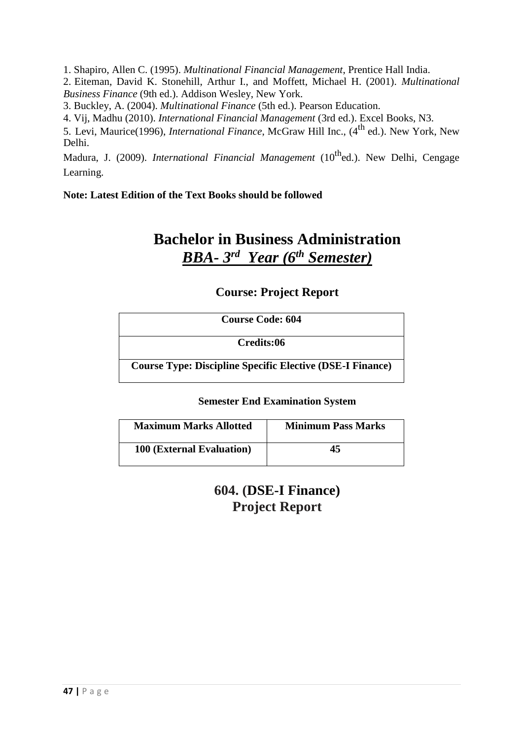1. Shapiro, Allen C. (1995). *Multinational Financial Management*, Prentice Hall India.
2. Eiteman, David K. Stonehill, Arthur I., and Moffett, Michael H. (2001). *Multinational Business Finance* (9th ed.). Addison Wesley, New York.
3. Buckley, A. (2004). *Multinational Finance* (5th ed.). Pearson Education.
4. Vij, Madhu (2010). *International Financial Management* (3rd ed.). Excel Books, N3.
5. Levi, Maurice(1996), *International Finance*, McGraw Hill Inc., (4th ed.). New York, New Delhi.

Madura, J. (2009). *International Financial Management* (10th ed.). New Delhi, Cengage Learning.

**Note: Latest Edition of the Text Books should be followed**

# Bachelor in Business Administration

## *BBA- 3rd Year (6th Semester)*

### Course: Project Report

| Course Code: 604 |
|---|
| Credits:06 |
| Course Type: Discipline Specific Elective (DSE-I Finance) |

**Semester End Examination System**

| Maximum Marks Allotted | Minimum Pass Marks |
|---|---|
| 100 (External Evaluation) | 45 |

## 604. (DSE-I Finance)
## Project Report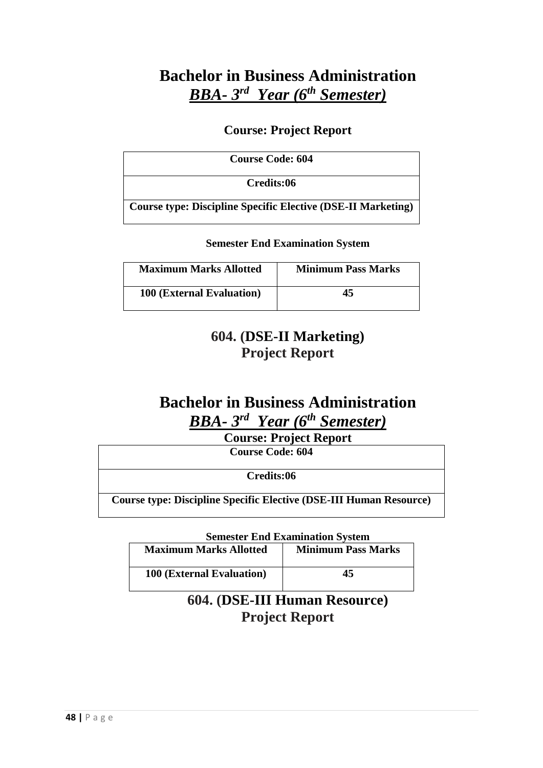# Bachelor in Business Administration

## *BBA- 3rd Year (6th Semester)*

### Course: Project Report

| Course Code: 604 |
|---|
| Credits:06 |
| Course type: Discipline Specific Elective (DSE-II Marketing) |

**Semester End Examination System**

| Maximum Marks Allotted | Minimum Pass Marks |
|---|---|
| 100 (External Evaluation) | 45 |

## 604. (DSE-II Marketing)
## Project Report

# Bachelor in Business Administration

## *BBA- 3rd Year (6th Semester)*

### Course: Project Report

| Course Code: 604 |
|---|
| Credits:06 |
| Course type: Discipline Specific Elective (DSE-III Human Resource) |

**Semester End Examination System**

| Maximum Marks Allotted | Minimum Pass Marks |
|---|---|
| 100 (External Evaluation) | 45 |

## 604. (DSE-III Human Resource)
## Project Report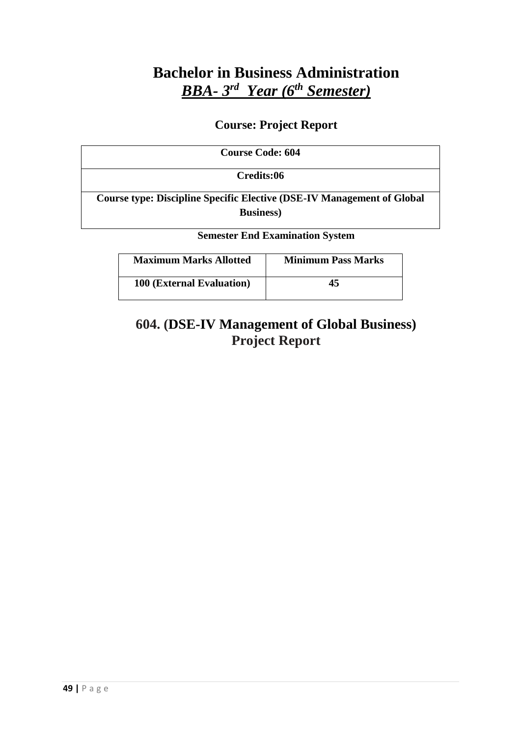# Bachelor in Business Administration

## ***BBA- 3rd Year (6th Semester)***

### Course: Project Report

| Course Code: 604 |
|---|
| **Credits:06** |
| **Course type: Discipline Specific Elective (DSE-IV Management of Global Business)** |

**Semester End Examination System**

| Maximum Marks Allotted | Minimum Pass Marks |
|---|---|
| 100 (External Evaluation) | 45 |

## 604. (DSE-IV Management of Global Business)
## Project Report